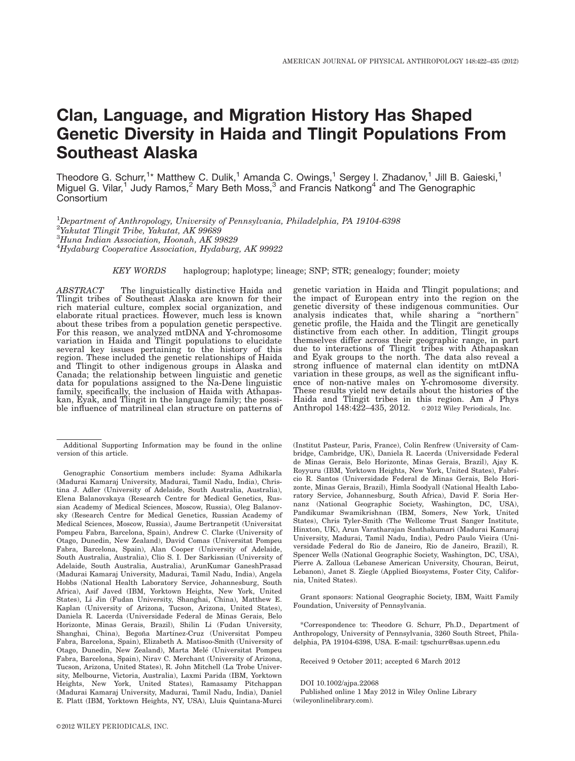# Clan, Language, and Migration History Has Shaped Genetic Diversity in Haida and Tlingit Populations From Southeast Alaska

Theodore G. Schurr,[1*] Matthew C. Dulik,[1] Amanda C. Owings,[1] Sergey I. Zhadanov,[1] Jill B. Gaieski,[1] Miguel G. Vilar,[1] Judy Ramos,[2] Mary Beth Moss,[3] and Francis Natkong[4] and The Genographic Consortium

[1]*Department of Anthropology, University of Pennsylvania, Philadelphia, PA 19104-6398*
[2]*Yakutat Tlingit Tribe, Yakutat, AK 99689*
[3]*Huna Indian Association, Hoonah, AK 99829*
[4]*Hydaburg Cooperative Association, Hydaburg, AK 99922*

*KEY WORDS* haplogroup; haplotype; lineage; SNP; STR; genealogy; founder; moiety

*ABSTRACT* The linguistically distinctive Haida and Tlingit tribes of Southeast Alaska are known for their rich material culture, complex social organization, and elaborate ritual practices. However, much less is known about these tribes from a population genetic perspective. For this reason, we analyzed mtDNA and Y-chromosome variation in Haida and Tlingit populations to elucidate several key issues pertaining to the history of this region. These included the genetic relationships of Haida and Tlingit to other indigenous groups in Alaska and Canada; the relationship between linguistic and genetic data for populations assigned to the Na-Dene linguistic family, specifically, the inclusion of Haida with Athapaskan, Eyak, and Tlingit in the language family; the possible influence of matrilineal clan structure on patterns of genetic variation in Haida and Tlingit populations; and the impact of European entry into the region on the genetic diversity of these indigenous communities. Our analysis indicates that, while sharing a "northern" genetic profile, the Haida and the Tlingit are genetically distinctive from each other. In addition, Tlingit groups themselves differ across their geographic range, in part due to interactions of Tlingit tribes with Athapaskan and Eyak groups to the north. The data also reveal a strong influence of maternal clan identity on mtDNA variation in these groups, as well as the significant influence of non-native males on Y-chromosome diversity. These results yield new details about the histories of the Haida and Tlingit tribes in this region. Am J Phys Anthropol 148:422–435, 2012. ©2012 Wiley Periodicals, Inc.

---

Additional Supporting Information may be found in the online version of this article.

Genographic Consortium members include: Syama Adhikarla (Madurai Kamaraj University, Madurai, Tamil Nadu, India), Christina J. Adler (University of Adelaide, South Australia, Australia), Elena Balanovskaya (Research Centre for Medical Genetics, Russian Academy of Medical Sciences, Moscow, Russia), Oleg Balanovsky (Research Centre for Medical Genetics, Russian Academy of Medical Sciences, Moscow, Russia), Jaume Bertranpetit (Universitat Pompeu Fabra, Barcelona, Spain), Andrew C. Clarke (University of Otago, Dunedin, New Zealand), David Comas (Universitat Pompeu Fabra, Barcelona, Spain), Alan Cooper (University of Adelaide, South Australia, Australia), Clio S. I. Der Sarkissian (University of Adelaide, South Australia, Australia), ArunKumar GaneshPrasad (Madurai Kamaraj University, Madurai, Tamil Nadu, India), Angela Hobbs (National Health Laboratory Service, Johannesburg, South Africa), Asif Javed (IBM, Yorktown Heights, New York, United States), Li Jin (Fudan University, Shanghai, China), Matthew E. Kaplan (University of Arizona, Tucson, Arizona, United States), Daniela R. Lacerda (Universidade Federal de Minas Gerais, Belo Horizonte, Minas Gerais, Brazil), Shilin Li (Fudan University, Shanghai, China), Begoña Martínez-Cruz (Universitat Pompeu Fabra, Barcelona, Spain), Elizabeth A. Matisoo-Smith (University of Otago, Dunedin, New Zealand), Marta Melé (Universitat Pompeu Fabra, Barcelona, Spain), Nirav C. Merchant (University of Arizona, Tucson, Arizona, United States), R. John Mitchell (La Trobe University, Melbourne, Victoria, Australia), Laxmi Parida (IBM, Yorktown Heights, New York, United States), Ramasamy Pitchappan (Madurai Kamaraj University, Madurai, Tamil Nadu, India), Daniel E. Platt (IBM, Yorktown Heights, NY, USA), Lluis Quintana-Murci (Institut Pasteur, Paris, France), Colin Renfrew (University of Cambridge, Cambridge, UK), Daniela R. Lacerda (Universidade Federal de Minas Gerais, Belo Horizonte, Minas Gerais, Brazil), Ajay K. Royyuru (IBM, Yorktown Heights, New York, United States), Fabrício R. Santos (Universidade Federal de Minas Gerais, Belo Horizonte, Minas Gerais, Brazil), Himla Soodyall (National Health Laboratory Service, Johannesburg, South Africa), David F. Soria Hernanz (National Geographic Society, Washington, DC, USA), Pandikumar Swamikrishnan (IBM, Somers, New York, United States), Chris Tyler-Smith (The Wellcome Trust Sanger Institute, Hinxton, UK), Arun Varatharajan Santhakumari (Madurai Kamaraj University, Madurai, Tamil Nadu, India), Pedro Paulo Vieira (Universidade Federal do Rio de Janeiro, Rio de Janeiro, Brazil), R. Spencer Wells (National Geographic Society, Washington, DC, USA), Pierre A. Zalloua (Lebanese American University, Chouran, Beirut, Lebanon), Janet S. Ziegle (Applied Biosystems, Foster City, California, United States).

Grant sponsors: National Geographic Society, IBM, Waitt Family Foundation, University of Pennsylvania.

*Correspondence to: Theodore G. Schurr, Ph.D., Department of Anthropology, University of Pennsylvania, 3260 South Street, Philadelphia, PA 19104-6398, USA. E-mail: tgschurr@sas.upenn.edu

Received 9 October 2011; accepted 6 March 2012

DOI 10.1002/ajpa.22068
Published online 1 May 2012 in Wiley Online Library (wileyonlinelibrary.com).

©2012 WILEY PERIODICALS, INC.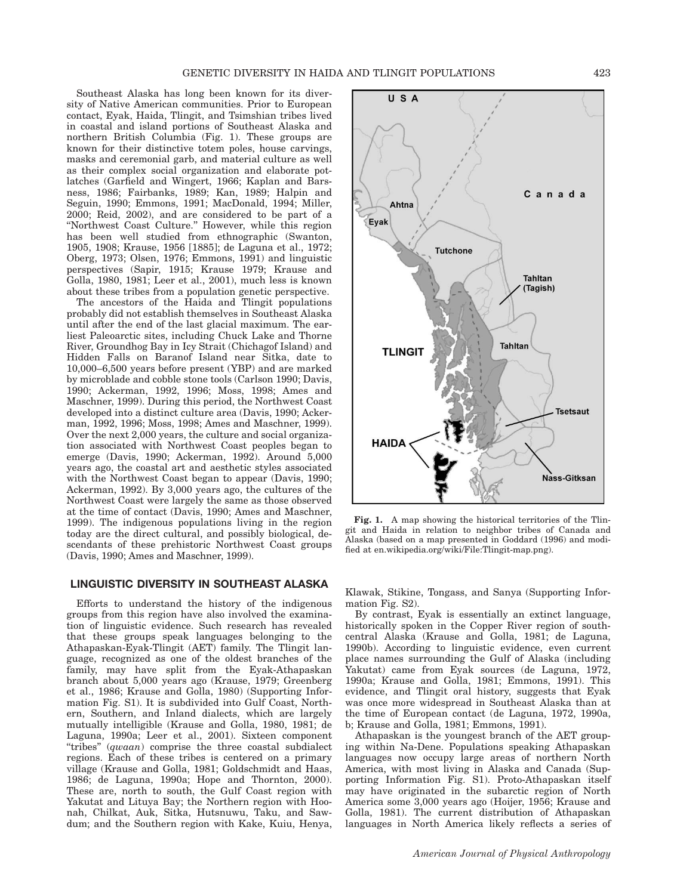Southeast Alaska has long been known for its diversity of Native American communities. Prior to European contact, Eyak, Haida, Tlingit, and Tsimshian tribes lived in coastal and island portions of Southeast Alaska and northern British Columbia (Fig. 1). These groups are known for their distinctive totem poles, house carvings, masks and ceremonial garb, and material culture as well as their complex social organization and elaborate potlatches (Garfield and Wingert, 1966; Kaplan and Barsness, 1986; Fairbanks, 1989; Kan, 1989; Halpin and Seguin, 1990; Emmons, 1991; MacDonald, 1994; Miller, 2000; Reid, 2002), and are considered to be part of a "Northwest Coast Culture." However, while this region has been well studied from ethnographic (Swanton, 1905, 1908; Krause, 1956 [1885]; de Laguna et al., 1972; Oberg, 1973; Olsen, 1976; Emmons, 1991) and linguistic perspectives (Sapir, 1915; Krause 1979; Krause and Golla, 1980, 1981; Leer et al., 2001), much less is known about these tribes from a population genetic perspective.

The ancestors of the Haida and Tlingit populations probably did not establish themselves in Southeast Alaska until after the end of the last glacial maximum. The earliest Paleoarctic sites, including Chuck Lake and Thorne River, Groundhog Bay in Icy Strait (Chichagof Island) and Hidden Falls on Baranof Island near Sitka, date to 10,000–6,500 years before present (YBP) and are marked by microblade and cobble stone tools (Carlson 1990; Davis, 1990; Ackerman, 1992, 1996; Moss, 1998; Ames and Maschner, 1999). During this period, the Northwest Coast developed into a distinct culture area (Davis, 1990; Ackerman, 1992, 1996; Moss, 1998; Ames and Maschner, 1999). Over the next 2,000 years, the culture and social organization associated with Northwest Coast peoples began to emerge (Davis, 1990; Ackerman, 1992). Around 5,000 years ago, the coastal art and aesthetic styles associated with the Northwest Coast began to appear (Davis, 1990; Ackerman, 1992). By 3,000 years ago, the cultures of the Northwest Coast were largely the same as those observed at the time of contact (Davis, 1990; Ames and Maschner, 1999). The indigenous populations living in the region today are the direct cultural, and possibly biological, descendants of these prehistoric Northwest Coast groups (Davis, 1990; Ames and Maschner, 1999).

**Fig. 1.** A map showing the historical territories of the Tlingit and Haida in relation to neighbor tribes of Canada and Alaska (based on a map presented in Goddard (1996) and modified at en.wikipedia.org/wiki/File:Tlingit-map.png).

## LINGUISTIC DIVERSITY IN SOUTHEAST ALASKA

Efforts to understand the history of the indigenous groups from this region have also involved the examination of linguistic evidence. Such research has revealed that these groups speak languages belonging to the Athapaskan-Eyak-Tlingit (AET) family. The Tlingit language, recognized as one of the oldest branches of the family, may have split from the Eyak-Athapaskan branch about 5,000 years ago (Krause, 1979; Greenberg et al., 1986; Krause and Golla, 1980) (Supporting Information Fig. S1). It is subdivided into Gulf Coast, Northern, Southern, and Inland dialects, which are largely mutually intelligible (Krause and Golla, 1980, 1981; de Laguna, 1990a; Leer et al., 2001). Sixteen component "tribes" (*qwaan*) comprise the three coastal subdialect regions. Each of these tribes is centered on a primary village (Krause and Golla, 1981; Goldschmidt and Haas, 1986; de Laguna, 1990a; Hope and Thornton, 2000). These are, north to south, the Gulf Coast region with Yakutat and Lituya Bay; the Northern region with Hoonah, Chilkat, Auk, Sitka, Hutsnuwu, Taku, and Sawdum; and the Southern region with Kake, Kuiu, Henya, Klawak, Stikine, Tongass, and Sanya (Supporting Information Fig. S2).

By contrast, Eyak is essentially an extinct language, historically spoken in the Copper River region of southcentral Alaska (Krause and Golla, 1981; de Laguna, 1990b). According to linguistic evidence, even current place names surrounding the Gulf of Alaska (including Yakutat) came from Eyak sources (de Laguna, 1972, 1990a; Krause and Golla, 1981; Emmons, 1991). This evidence, and Tlingit oral history, suggests that Eyak was once more widespread in Southeast Alaska than at the time of European contact (de Laguna, 1972, 1990a, b; Krause and Golla, 1981; Emmons, 1991).

Athapaskan is the youngest branch of the AET grouping within Na-Dene. Populations speaking Athapaskan languages now occupy large areas of northern North America, with most living in Alaska and Canada (Supporting Information Fig. S1). Proto-Athapaskan itself may have originated in the subarctic region of North America some 3,000 years ago (Hoijer, 1956; Krause and Golla, 1981). The current distribution of Athapaskan languages in North America likely reflects a series of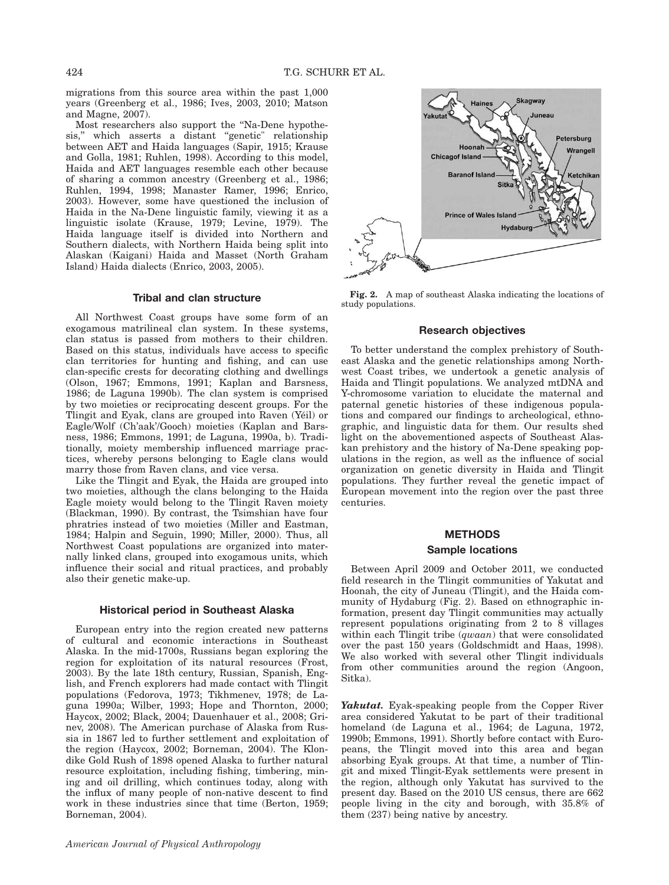migrations from this source area within the past 1,000 years (Greenberg et al., 1986; Ives, 2003, 2010; Matson and Magne, 2007).

Most researchers also support the "Na-Dene hypothesis," which asserts a distant "genetic" relationship between AET and Haida languages (Sapir, 1915; Krause and Golla, 1981; Ruhlen, 1998). According to this model, Haida and AET languages resemble each other because of sharing a common ancestry (Greenberg et al., 1986; Ruhlen, 1994, 1998; Manaster Ramer, 1996; Enrico, 2003). However, some have questioned the inclusion of Haida in the Na-Dene linguistic family, viewing it as a linguistic isolate (Krause, 1979; Levine, 1979). The Haida language itself is divided into Northern and Southern dialects, with Northern Haida being split into Alaskan (Kaigani) Haida and Masset (North Graham Island) Haida dialects (Enrico, 2003, 2005).

### Tribal and clan structure

All Northwest Coast groups have some form of an exogamous matrilineal clan system. In these systems, clan status is passed from mothers to their children. Based on this status, individuals have access to specific clan territories for hunting and fishing, and can use clan-specific crests for decorating clothing and dwellings (Olson, 1967; Emmons, 1991; Kaplan and Barsness, 1986; de Laguna 1990b). The clan system is comprised by two moieties or reciprocating descent groups. For the Tlingit and Eyak, clans are grouped into Raven (Yéil) or Eagle/Wolf (Ch'aak'/Gooch) moieties (Kaplan and Barsness, 1986; Emmons, 1991; de Laguna, 1990a, b). Traditionally, moiety membership influenced marriage practices, whereby persons belonging to Eagle clans would marry those from Raven clans, and vice versa.

Like the Tlingit and Eyak, the Haida are grouped into two moieties, although the clans belonging to the Haida Eagle moiety would belong to the Tlingit Raven moiety (Blackman, 1990). By contrast, the Tsimshian have four phratries instead of two moieties (Miller and Eastman, 1984; Halpin and Seguin, 1990; Miller, 2000). Thus, all Northwest Coast populations are organized into maternally linked clans, grouped into exogamous units, which influence their social and ritual practices, and probably also their genetic make-up.

### Historical period in Southeast Alaska

European entry into the region created new patterns of cultural and economic interactions in Southeast Alaska. In the mid-1700s, Russians began exploring the region for exploitation of its natural resources (Frost, 2003). By the late 18th century, Russian, Spanish, English, and French explorers had made contact with Tlingit populations (Fedorova, 1973; Tikhmenev, 1978; de Laguna 1990a; Wilber, 1993; Hope and Thornton, 2000; Haycox, 2002; Black, 2004; Dauenhauer et al., 2008; Grinev, 2008). The American purchase of Alaska from Russia in 1867 led to further settlement and exploitation of the region (Haycox, 2002; Borneman, 2004). The Klondike Gold Rush of 1898 opened Alaska to further natural resource exploitation, including fishing, timbering, mining and oil drilling, which continues today, along with the influx of many people of non-native descent to find work in these industries since that time (Berton, 1959; Borneman, 2004).

**Fig. 2.** A map of southeast Alaska indicating the locations of study populations.

### Research objectives

To better understand the complex prehistory of Southeast Alaska and the genetic relationships among Northwest Coast tribes, we undertook a genetic analysis of Haida and Tlingit populations. We analyzed mtDNA and Y-chromosome variation to elucidate the maternal and paternal genetic histories of these indigenous populations and compared our findings to archeological, ethnographic, and linguistic data for them. Our results shed light on the abovementioned aspects of Southeast Alaskan prehistory and the history of Na-Dene speaking populations in the region, as well as the influence of social organization on genetic diversity in Haida and Tlingit populations. They further reveal the genetic impact of European movement into the region over the past three centuries.

## METHODS

### Sample locations

Between April 2009 and October 2011, we conducted field research in the Tlingit communities of Yakutat and Hoonah, the city of Juneau (Tlingit), and the Haida community of Hydaburg (Fig. 2). Based on ethnographic information, present day Tlingit communities may actually represent populations originating from 2 to 8 villages within each Tlingit tribe (*qwaan*) that were consolidated over the past 150 years (Goldschmidt and Haas, 1998). We also worked with several other Tlingit individuals from other communities around the region (Angoon, Sitka).

***Yakutat.*** Eyak-speaking people from the Copper River area considered Yakutat to be part of their traditional homeland (de Laguna et al., 1964; de Laguna, 1972, 1990b; Emmons, 1991). Shortly before contact with Europeans, the Tlingit moved into this area and began absorbing Eyak groups. At that time, a number of Tlingit and mixed Tlingit-Eyak settlements were present in the region, although only Yakutat has survived to the present day. Based on the 2010 US census, there are 662 people living in the city and borough, with 35.8% of them (237) being native by ancestry.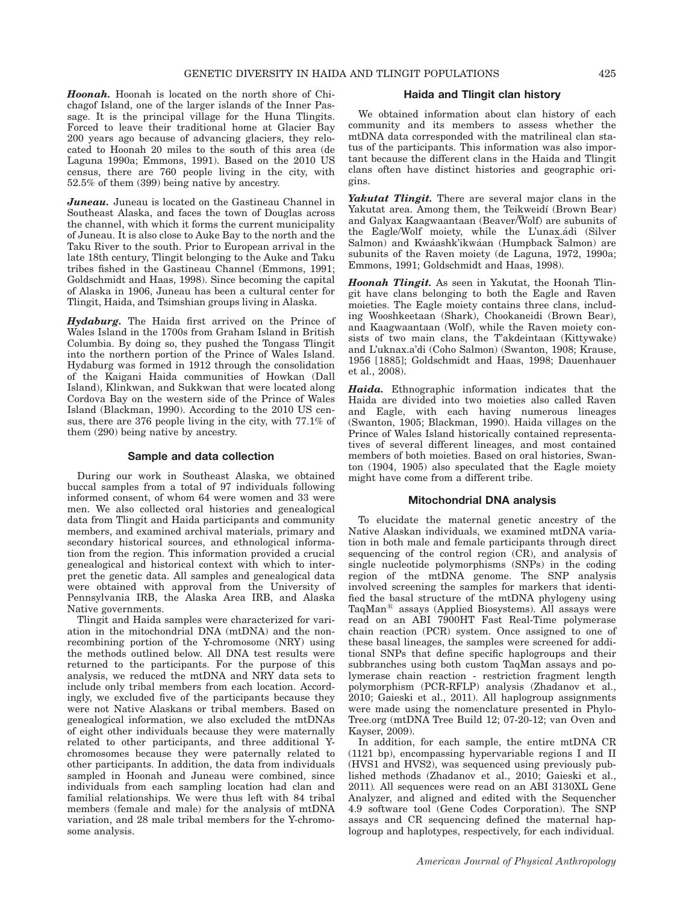***Hoonah.*** Hoonah is located on the north shore of Chichagof Island, one of the larger islands of the Inner Passage. It is the principal village for the Huna Tlingits. Forced to leave their traditional home at Glacier Bay 200 years ago because of advancing glaciers, they relocated to Hoonah 20 miles to the south of this area (de Laguna 1990a; Emmons, 1991). Based on the 2010 US census, there are 760 people living in the city, with 52.5% of them (399) being native by ancestry.

***Juneau.*** Juneau is located on the Gastineau Channel in Southeast Alaska, and faces the town of Douglas across the channel, with which it forms the current municipality of Juneau. It is also close to Auke Bay to the north and the Taku River to the south. Prior to European arrival in the late 18th century, Tlingit belonging to the Auke and Taku tribes fished in the Gastineau Channel (Emmons, 1991; Goldschmidt and Haas, 1998). Since becoming the capital of Alaska in 1906, Juneau has been a cultural center for Tlingit, Haida, and Tsimshian groups living in Alaska.

***Hydaburg.*** The Haida first arrived on the Prince of Wales Island in the 1700s from Graham Island in British Columbia. By doing so, they pushed the Tongass Tlingit into the northern portion of the Prince of Wales Island. Hydaburg was formed in 1912 through the consolidation of the Kaigani Haida communities of Howkan (Dall Island), Klinkwan, and Sukkwan that were located along Cordova Bay on the western side of the Prince of Wales Island (Blackman, 1990). According to the 2010 US census, there are 376 people living in the city, with 77.1% of them (290) being native by ancestry.

## Sample and data collection

During our work in Southeast Alaska, we obtained buccal samples from a total of 97 individuals following informed consent, of whom 64 were women and 33 were men. We also collected oral histories and genealogical data from Tlingit and Haida participants and community members, and examined archival materials, primary and secondary historical sources, and ethnological information from the region. This information provided a crucial genealogical and historical context with which to interpret the genetic data. All samples and genealogical data were obtained with approval from the University of Pennsylvania IRB, the Alaska Area IRB, and Alaska Native governments.

Tlingit and Haida samples were characterized for variation in the mitochondrial DNA (mtDNA) and the nonrecombining portion of the Y-chromosome (NRY) using the methods outlined below. All DNA test results were returned to the participants. For the purpose of this analysis, we reduced the mtDNA and NRY data sets to include only tribal members from each location. Accordingly, we excluded five of the participants because they were not Native Alaskans or tribal members. Based on genealogical information, we also excluded the mtDNAs of eight other individuals because they were maternally related to other participants, and three additional Y-chromosomes because they were paternally related to other participants. In addition, the data from individuals sampled in Hoonah and Juneau were combined, since individuals from each sampling location had clan and familial relationships. We were thus left with 84 tribal members (female and male) for the analysis of mtDNA variation, and 28 male tribal members for the Y-chromosome analysis.

## Haida and Tlingit clan history

We obtained information about clan history of each community and its members to assess whether the mtDNA data corresponded with the matrilineal clan status of the participants. This information was also important because the different clans in the Haida and Tlingit clans often have distinct histories and geographic origins.

***Yakutat Tlingit.*** There are several major clans in the Yakutat area. Among them, the Teikweidí (Brown Bear) and Galyax Kaagwaantaan (Beaver/Wolf) are subunits of the Eagle/Wolf moiety, while the L'unax̲.ádi (Silver Salmon) and Kwáashk'ikwáan (Humpback Salmon) are subunits of the Raven moiety (de Laguna, 1972, 1990a; Emmons, 1991; Goldschmidt and Haas, 1998).

***Hoonah Tlingit.*** As seen in Yakutat, the Hoonah Tlingit have clans belonging to both the Eagle and Raven moieties. The Eagle moiety contains three clans, including Wooshkeetaan (Shark), Chookaneidi (Brown Bear), and Kaagwaantaan (Wolf), while the Raven moiety consists of two main clans, the T'akdeintaan (Kittywake) and L'uknax.a'di (Coho Salmon) (Swanton, 1908; Krause, 1956 [1885]; Goldschmidt and Haas, 1998; Dauenhauer et al., 2008).

***Haida.*** Ethnographic information indicates that the Haida are divided into two moieties also called Raven and Eagle, with each having numerous lineages (Swanton, 1905; Blackman, 1990). Haida villages on the Prince of Wales Island historically contained representatives of several different lineages, and most contained members of both moieties. Based on oral histories, Swanton (1904, 1905) also speculated that the Eagle moiety might have come from a different tribe.

## Mitochondrial DNA analysis

To elucidate the maternal genetic ancestry of the Native Alaskan individuals, we examined mtDNA variation in both male and female participants through direct sequencing of the control region (CR), and analysis of single nucleotide polymorphisms (SNPs) in the coding region of the mtDNA genome. The SNP analysis involved screening the samples for markers that identified the basal structure of the mtDNA phylogeny using TaqMan® assays (Applied Biosystems). All assays were read on an ABI 7900HT Fast Real-Time polymerase chain reaction (PCR) system. Once assigned to one of these basal lineages, the samples were screened for additional SNPs that define specific haplogroups and their subbranches using both custom TaqMan assays and polymerase chain reaction - restriction fragment length polymorphism (PCR-RFLP) analysis (Zhadanov et al., 2010; Gaieski et al., 2011). All haplogroup assignments were made using the nomenclature presented in PhyloTree.org (mtDNA Tree Build 12; 07-20-12; van Oven and Kayser, 2009).

In addition, for each sample, the entire mtDNA CR (1121 bp), encompassing hypervariable regions I and II (HVS1 and HVS2), was sequenced using previously published methods (Zhadanov et al., 2010; Gaieski et al., 2011). All sequences were read on an ABI 3130XL Gene Analyzer, and aligned and edited with the Sequencher 4.9 software tool (Gene Codes Corporation). The SNP assays and CR sequencing defined the maternal haplogroup and haplotypes, respectively, for each individual.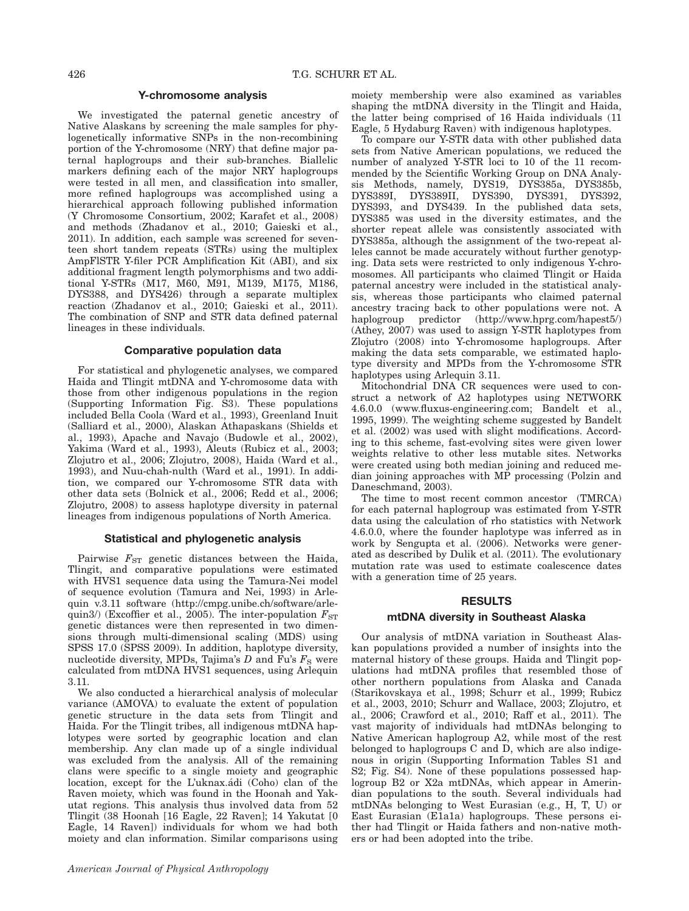## Y-chromosome analysis

We investigated the paternal genetic ancestry of Native Alaskans by screening the male samples for phylogenetically informative SNPs in the non-recombining portion of the Y-chromosome (NRY) that define major paternal haplogroups and their sub-branches. Biallelic markers defining each of the major NRY haplogroups were tested in all men, and classification into smaller, more refined haplogroups was accomplished using a hierarchical approach following published information (Y Chromosome Consortium, 2002; Karafet et al., 2008) and methods (Zhadanov et al., 2010; Gaieski et al., 2011). In addition, each sample was screened for seventeen short tandem repeats (STRs) using the multiplex AmpFlSTR Y-filer PCR Amplification Kit (ABI), and six additional fragment length polymorphisms and two additional Y-STRs (M17, M60, M91, M139, M175, M186, DYS388, and DYS426) through a separate multiplex reaction (Zhadanov et al., 2010; Gaieski et al., 2011). The combination of SNP and STR data defined paternal lineages in these individuals.

## Comparative population data

For statistical and phylogenetic analyses, we compared Haida and Tlingit mtDNA and Y-chromosome data with those from other indigenous populations in the region (Supporting Information Fig. S3). These populations included Bella Coola (Ward et al., 1993), Greenland Inuit (Salliard et al., 2000), Alaskan Athapaskans (Shields et al., 1993), Apache and Navajo (Budowle et al., 2002), Yakima (Ward et al., 1993), Aleuts (Rubicz et al., 2003; Zlojutro et al., 2006; Zlojutro, 2008), Haida (Ward et al., 1993), and Nuu-chah-nulth (Ward et al., 1991). In addition, we compared our Y-chromosome STR data with other data sets (Bolnick et al., 2006; Redd et al., 2006; Zlojutro, 2008) to assess haplotype diversity in paternal lineages from indigenous populations of North America.

## Statistical and phylogenetic analysis

Pairwise $F_{ST}$ genetic distances between the Haida, Tlingit, and comparative populations were estimated with HVS1 sequence data using the Tamura-Nei model of sequence evolution (Tamura and Nei, 1993) in Arlequin v.3.11 software (http://cmpg.unibe.ch/software/arlequin3/) (Excoffier et al., 2005). The inter-population $F_{ST}$ genetic distances were then represented in two dimensions through multi-dimensional scaling (MDS) using SPSS 17.0 (SPSS 2009). In addition, haplotype diversity, nucleotide diversity, MPDs, Tajima's $D$ and Fu's $F_S$ were calculated from mtDNA HVS1 sequences, using Arlequin 3.11.

We also conducted a hierarchical analysis of molecular variance (AMOVA) to evaluate the extent of population genetic structure in the data sets from Tlingit and Haida. For the Tlingit tribes, all indigenous mtDNA haplotypes were sorted by geographic location and clan membership. Any clan made up of a single individual was excluded from the analysis. All of the remaining clans were specific to a single moiety and geographic location, except for the L'uknax.ádi (Coho) clan of the Raven moiety, which was found in the Hoonah and Yakutat regions. This analysis thus involved data from 52 Tlingit (38 Hoonah [16 Eagle, 22 Raven]; 14 Yakutat [0 Eagle, 14 Raven]) individuals for whom we had both moiety and clan information. Similar comparisons using moiety membership were also examined as variables shaping the mtDNA diversity in the Tlingit and Haida, the latter being comprised of 16 Haida individuals (11 Eagle, 5 Hydaburg Raven) with indigenous haplotypes.

To compare our Y-STR data with other published data sets from Native American populations, we reduced the number of analyzed Y-STR loci to 10 of the 11 recommended by the Scientific Working Group on DNA Analysis Methods, namely, DYS19, DYS385a, DYS385b, DYS389I, DYS389II, DYS390, DYS391, DYS392, DYS393, and DYS439. In the published data sets, DYS385 was used in the diversity estimates, and the shorter repeat allele was consistently associated with DYS385a, although the assignment of the two-repeat alleles cannot be made accurately without further genotyping. Data sets were restricted to only indigenous Y-chromosomes. All participants who claimed Tlingit or Haida paternal ancestry were included in the statistical analysis, whereas those participants who claimed paternal ancestry tracing back to other populations were not. A haplogroup predictor (http://www.hprg.com/hapest5/) (Athey, 2007) was used to assign Y-STR haplotypes from Zlojutro (2008) into Y-chromosome haplogroups. After making the data sets comparable, we estimated haplotype diversity and MPDs from the Y-chromosome STR haplotypes using Arlequin 3.11.

Mitochondrial DNA CR sequences were used to construct a network of A2 haplotypes using NETWORK 4.6.0.0 (www.fluxus-engineering.com; Bandelt et al., 1995, 1999). The weighting scheme suggested by Bandelt et al. (2002) was used with slight modifications. According to this scheme, fast-evolving sites were given lower weights relative to other less mutable sites. Networks were created using both median joining and reduced median joining approaches with MP processing (Polzin and Daneschmand, 2003).

The time to most recent common ancestor (TMRCA) for each paternal haplogroup was estimated from Y-STR data using the calculation of rho statistics with Network 4.6.0.0, where the founder haplotype was inferred as in work by Sengupta et al. (2006). Networks were generated as described by Dulik et al. (2011). The evolutionary mutation rate was used to estimate coalescence dates with a generation time of 25 years.

# RESULTS

## mtDNA diversity in Southeast Alaska

Our analysis of mtDNA variation in Southeast Alaskan populations provided a number of insights into the maternal history of these groups. Haida and Tlingit populations had mtDNA profiles that resembled those of other northern populations from Alaska and Canada (Starikovskaya et al., 1998; Schurr et al., 1999; Rubicz et al., 2003, 2010; Schurr and Wallace, 2003; Zlojutro, et al., 2006; Crawford et al., 2010; Raff et al., 2011). The vast majority of individuals had mtDNAs belonging to Native American haplogroup A2, while most of the rest belonged to haplogroups C and D, which are also indigenous in origin (Supporting Information Tables S1 and S2; Fig. S4). None of these populations possessed haplogroup B2 or X2a mtDNAs, which appear in Amerindian populations to the south. Several individuals had mtDNAs belonging to West Eurasian (e.g., H, T, U) or East Eurasian (E1a1a) haplogroups. These persons either had Tlingit or Haida fathers and non-native mothers or had been adopted into the tribe.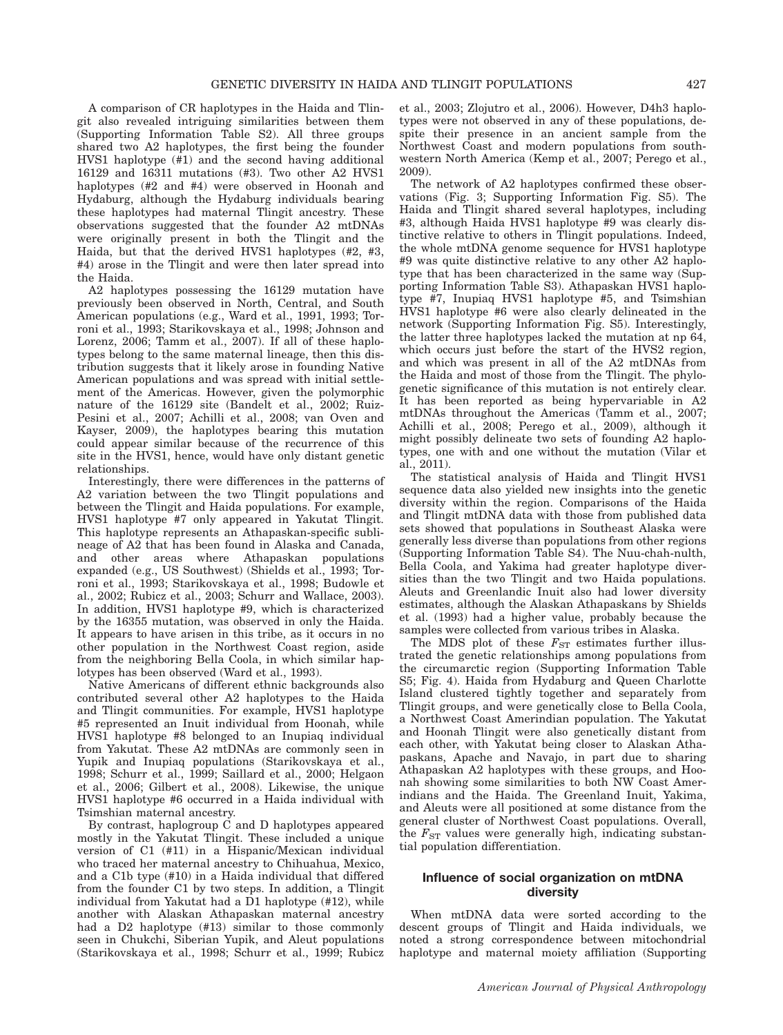A comparison of CR haplotypes in the Haida and Tlingit also revealed intriguing similarities between them (Supporting Information Table S2). All three groups shared two A2 haplotypes, the first being the founder HVS1 haplotype (#1) and the second having additional 16129 and 16311 mutations (#3). Two other A2 HVS1 haplotypes (#2 and #4) were observed in Hoonah and Hydaburg, although the Hydaburg individuals bearing these haplotypes had maternal Tlingit ancestry. These observations suggested that the founder A2 mtDNAs were originally present in both the Tlingit and the Haida, but that the derived HVS1 haplotypes (#2, #3, #4) arose in the Tlingit and were then later spread into the Haida.

A2 haplotypes possessing the 16129 mutation have previously been observed in North, Central, and South American populations (e.g., Ward et al., 1991, 1993; Torroni et al., 1993; Starikovskaya et al., 1998; Johnson and Lorenz, 2006; Tamm et al., 2007). If all of these haplotypes belong to the same maternal lineage, then this distribution suggests that it likely arose in founding Native American populations and was spread with initial settlement of the Americas. However, given the polymorphic nature of the 16129 site (Bandelt et al., 2002; Ruiz-Pesini et al., 2007; Achilli et al., 2008; van Oven and Kayser, 2009), the haplotypes bearing this mutation could appear similar because of the recurrence of this site in the HVS1, hence, would have only distant genetic relationships.

Interestingly, there were differences in the patterns of A2 variation between the two Tlingit populations and between the Tlingit and Haida populations. For example, HVS1 haplotype #7 only appeared in Yakutat Tlingit. This haplotype represents an Athapaskan-specific sublineage of A2 that has been found in Alaska and Canada, and other areas where Athapaskan populations expanded (e.g., US Southwest) (Shields et al., 1993; Torroni et al., 1993; Starikovskaya et al., 1998; Budowle et al., 2002; Rubicz et al., 2003; Schurr and Wallace, 2003). In addition, HVS1 haplotype #9, which is characterized by the 16355 mutation, was observed in only the Haida. It appears to have arisen in this tribe, as it occurs in no other population in the Northwest Coast region, aside from the neighboring Bella Coola, in which similar haplotypes has been observed (Ward et al., 1993).

Native Americans of different ethnic backgrounds also contributed several other A2 haplotypes to the Haida and Tlingit communities. For example, HVS1 haplotype #5 represented an Inuit individual from Hoonah, while HVS1 haplotype #8 belonged to an Inupiaq individual from Yakutat. These A2 mtDNAs are commonly seen in Yupik and Inupiaq populations (Starikovskaya et al., 1998; Schurr et al., 1999; Saillard et al., 2000; Helgaon et al., 2006; Gilbert et al., 2008). Likewise, the unique HVS1 haplotype #6 occurred in a Haida individual with Tsimshian maternal ancestry.

By contrast, haplogroup C and D haplotypes appeared mostly in the Yakutat Tlingit. These included a unique version of C1 (#11) in a Hispanic/Mexican individual who traced her maternal ancestry to Chihuahua, Mexico, and a C1b type (#10) in a Haida individual that differed from the founder C1 by two steps. In addition, a Tlingit individual from Yakutat had a D1 haplotype (#12), while another with Alaskan Athapaskan maternal ancestry had a D2 haplotype (#13) similar to those commonly seen in Chukchi, Siberian Yupik, and Aleut populations (Starikovskaya et al., 1998; Schurr et al., 1999; Rubicz et al., 2003; Zlojutro et al., 2006). However, D4h3 haplotypes were not observed in any of these populations, despite their presence in an ancient sample from the Northwest Coast and modern populations from southwestern North America (Kemp et al., 2007; Perego et al., 2009).

The network of A2 haplotypes confirmed these observations (Fig. 3; Supporting Information Fig. S5). The Haida and Tlingit shared several haplotypes, including #3, although Haida HVS1 haplotype #9 was clearly distinctive relative to others in Tlingit populations. Indeed, the whole mtDNA genome sequence for HVS1 haplotype #9 was quite distinctive relative to any other A2 haplotype that has been characterized in the same way (Supporting Information Table S3). Athapaskan HVS1 haplotype #7, Inupiaq HVS1 haplotype #5, and Tsimshian HVS1 haplotype #6 were also clearly delineated in the network (Supporting Information Fig. S5). Interestingly, the latter three haplotypes lacked the mutation at np 64, which occurs just before the start of the HVS2 region, and which was present in all of the A2 mtDNAs from the Haida and most of those from the Tlingit. The phylogenetic significance of this mutation is not entirely clear. It has been reported as being hypervariable in A2 mtDNAs throughout the Americas (Tamm et al., 2007; Achilli et al., 2008; Perego et al., 2009), although it might possibly delineate two sets of founding A2 haplotypes, one with and one without the mutation (Vilar et al., 2011).

The statistical analysis of Haida and Tlingit HVS1 sequence data also yielded new insights into the genetic diversity within the region. Comparisons of the Haida and Tlingit mtDNA data with those from published data sets showed that populations in Southeast Alaska were generally less diverse than populations from other regions (Supporting Information Table S4). The Nuu-chah-nulth, Bella Coola, and Yakima had greater haplotype diversities than the two Tlingit and two Haida populations. Aleuts and Greenlandic Inuit also had lower diversity estimates, although the Alaskan Athapaskans by Shields et al. (1993) had a higher value, probably because the samples were collected from various tribes in Alaska.

The MDS plot of these $F_{ST}$ estimates further illustrated the genetic relationships among populations from the circumarctic region (Supporting Information Table S5; Fig. 4). Haida from Hydaburg and Queen Charlotte Island clustered tightly together and separately from Tlingit groups, and were genetically close to Bella Coola, a Northwest Coast Amerindian population. The Yakutat and Hoonah Tlingit were also genetically distant from each other, with Yakutat being closer to Alaskan Athapaskans, Apache and Navajo, in part due to sharing Athapaskan A2 haplotypes with these groups, and Hoonah showing some similarities to both NW Coast Amerindians and the Haida. The Greenland Inuit, Yakima, and Aleuts were all positioned at some distance from the general cluster of Northwest Coast populations. Overall, the $F_{ST}$ values were generally high, indicating substantial population differentiation.

### Influence of social organization on mtDNA diversity

When mtDNA data were sorted according to the descent groups of Tlingit and Haida individuals, we noted a strong correspondence between mitochondrial haplotype and maternal moiety affiliation (Supporting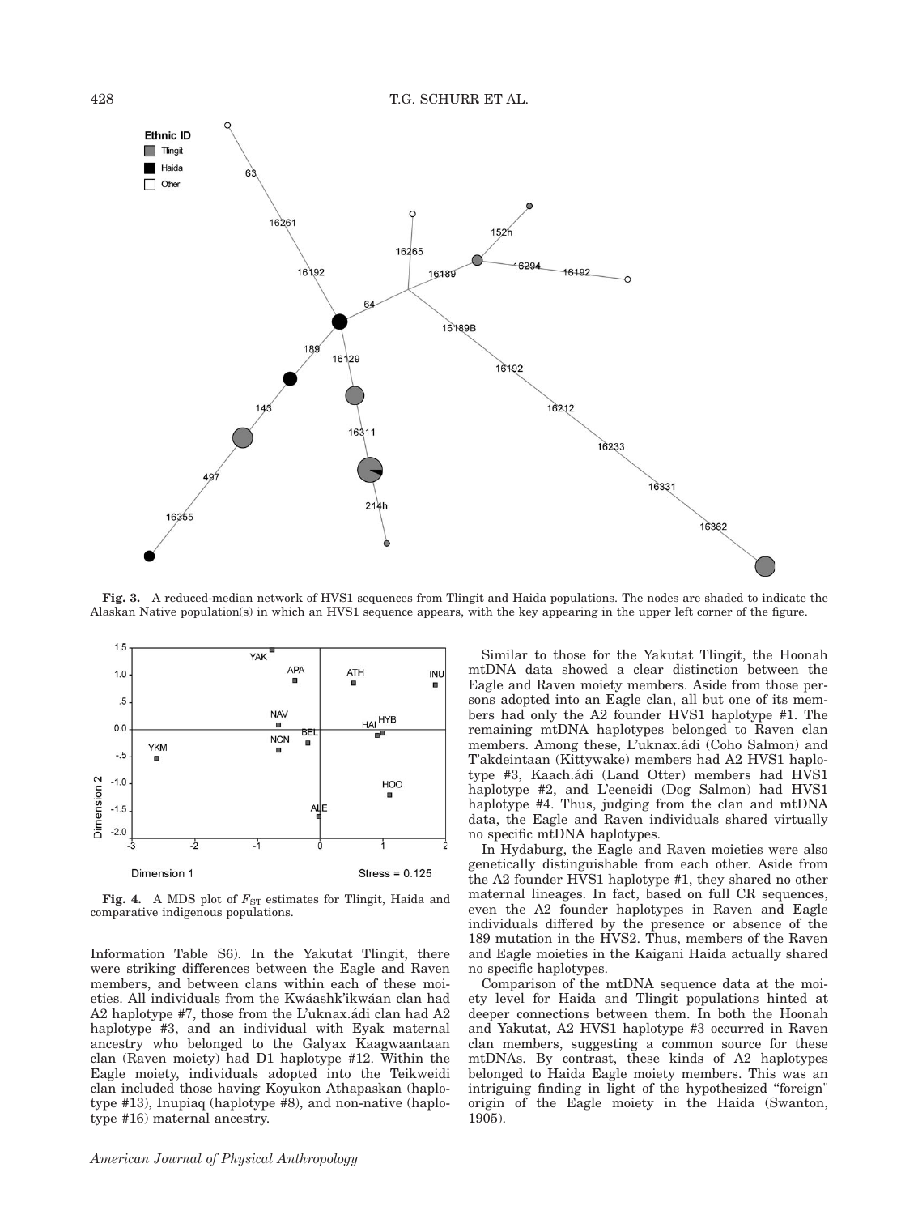**Fig. 3.** A reduced-median network of HVS1 sequences from Tlingit and Haida populations. The nodes are shaded to indicate the Alaskan Native population(s) in which an HVS1 sequence appears, with the key appearing in the upper left corner of the figure.

**Fig. 4.** A MDS plot of $F_{ST}$ estimates for Tlingit, Haida and comparative indigenous populations.

Information Table S6). In the Yakutat Tlingit, there were striking differences between the Eagle and Raven members, and between clans within each of these moieties. All individuals from the Kwáashk'ikwáan clan had A2 haplotype #7, those from the L'uknax.ádi clan had A2 haplotype #3, and an individual with Eyak maternal ancestry who belonged to the Galyax Kaagwaantaan clan (Raven moiety) had D1 haplotype #12. Within the Eagle moiety, individuals adopted into the Teikweidi clan included those having Koyukon Athapaskan (haplotype #13), Inupiaq (haplotype #8), and non-native (haplotype #16) maternal ancestry.

Similar to those for the Yakutat Tlingit, the Hoonah mtDNA data showed a clear distinction between the Eagle and Raven moiety members. Aside from those persons adopted into an Eagle clan, all but one of its members had only the A2 founder HVS1 haplotype #1. The remaining mtDNA haplotypes belonged to Raven clan members. Among these, L'uknax.ádi (Coho Salmon) and T'akdeintaan (Kittywake) members had A2 HVS1 haplotype #3, Kaach.ádi (Land Otter) members had HVS1 haplotype #2, and L'eeneidi (Dog Salmon) had HVS1 haplotype #4. Thus, judging from the clan and mtDNA data, the Eagle and Raven individuals shared virtually no specific mtDNA haplotypes.

In Hydaburg, the Eagle and Raven moieties were also genetically distinguishable from each other. Aside from the A2 founder HVS1 haplotype #1, they shared no other maternal lineages. In fact, based on full CR sequences, even the A2 founder haplotypes in Raven and Eagle individuals differed by the presence or absence of the 189 mutation in the HVS2. Thus, members of the Raven and Eagle moieties in the Kaigani Haida actually shared no specific haplotypes.

Comparison of the mtDNA sequence data at the moiety level for Haida and Tlingit populations hinted at deeper connections between them. In both the Hoonah and Yakutat, A2 HVS1 haplotype #3 occurred in Raven clan members, suggesting a common source for these mtDNAs. By contrast, these kinds of A2 haplotypes belonged to Haida Eagle moiety members. This was an intriguing finding in light of the hypothesized "foreign" origin of the Eagle moiety in the Haida (Swanton, 1905).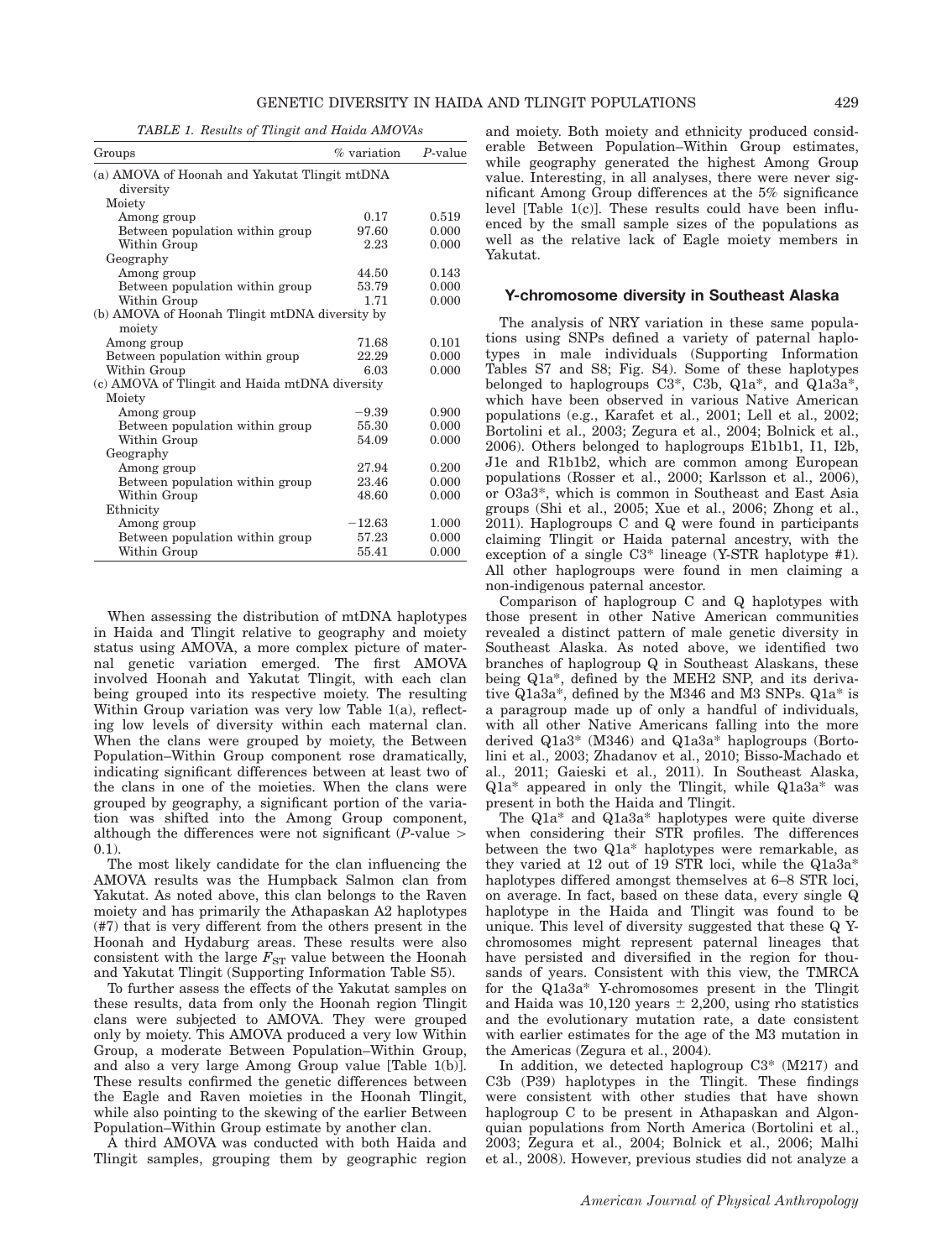TABLE 1. *Results of Tlingit and Haida AMOVAs*

| Groups | % variation | *P*-value |
|---|---|---|
| (a) AMOVA of Hoonah and Yakutat Tlingit mtDNA diversity | | |
| Moiety | | |
| Among group | 0.17 | 0.519 |
| Between population within group | 97.60 | 0.000 |
| Within Group | 2.23 | 0.000 |
| Geography | | |
| Among group | 44.50 | 0.143 |
| Between population within group | 53.79 | 0.000 |
| Within Group | 1.71 | 0.000 |
| (b) AMOVA of Hoonah Tlingit mtDNA diversity by moiety | | |
| Among group | 71.68 | 0.101 |
| Between population within group | 22.29 | 0.000 |
| Within Group | 6.03 | 0.000 |
| (c) AMOVA of Tlingit and Haida mtDNA diversity | | |
| Moiety | | |
| Among group | −9.39 | 0.900 |
| Between population within group | 55.30 | 0.000 |
| Within Group | 54.09 | 0.000 |
| Geography | | |
| Among group | 27.94 | 0.200 |
| Between population within group | 23.46 | 0.000 |
| Within Group | 48.60 | 0.000 |
| Ethnicity | | |
| Among group | −12.63 | 1.000 |
| Between population within group | 57.23 | 0.000 |
| Within Group | 55.41 | 0.000 |

When assessing the distribution of mtDNA haplotypes in Haida and Tlingit relative to geography and moiety status using AMOVA, a more complex picture of maternal genetic variation emerged. The first AMOVA involved Hoonah and Yakutat Tlingit, with each clan being grouped into its respective moiety. The resulting Within Group variation was very low Table 1(a), reflecting low levels of diversity within each maternal clan. When the clans were grouped by moiety, the Between Population–Within Group component rose dramatically, indicating significant differences between at least two of the clans in one of the moieties. When the clans were grouped by geography, a significant portion of the variation was shifted into the Among Group component, although the differences were not significant (*P*-value > 0.1).

The most likely candidate for the clan influencing the AMOVA results was the Humpback Salmon clan from Yakutat. As noted above, this clan belongs to the Raven moiety and has primarily the Athapaskan A2 haplotypes (#7) that is very different from the others present in the Hoonah and Hydaburg areas. These results were also consistent with the large $F_{ST}$ value between the Hoonah and Yakutat Tlingit (Supporting Information Table S5).

To further assess the effects of the Yakutat samples on these results, data from only the Hoonah region Tlingit clans were subjected to AMOVA. They were grouped only by moiety. This AMOVA produced a very low Within Group, a moderate Between Population–Within Group, and also a very large Among Group value [Table 1(b)]. These results confirmed the genetic differences between the Eagle and Raven moieties in the Hoonah Tlingit, while also pointing to the skewing of the earlier Between Population–Within Group estimate by another clan.

A third AMOVA was conducted with both Haida and Tlingit samples, grouping them by geographic region and moiety. Both moiety and ethnicity produced considerable Between Population–Within Group estimates, while geography generated the highest Among Group value. Interesting, in all analyses, there were never significant Among Group differences at the 5% significance level [Table 1(c)]. These results could have been influenced by the small sample sizes of the populations as well as the relative lack of Eagle moiety members in Yakutat.

### Y-chromosome diversity in Southeast Alaska

The analysis of NRY variation in these same populations using SNPs defined a variety of paternal haplotypes in male individuals (Supporting Information Tables S7 and S8; Fig. S4). Some of these haplotypes belonged to haplogroups C3*, C3b, Q1a*, and Q1a3a*, which have been observed in various Native American populations (e.g., Karafet et al., 2001; Lell et al., 2002; Bortolini et al., 2003; Zegura et al., 2004; Bolnick et al., 2006). Others belonged to haplogroups E1b1b1, I1, I2b, J1e and R1b1b2, which are common among European populations (Rosser et al., 2000; Karlsson et al., 2006), or O3a3*, which is common in Southeast and East Asia groups (Shi et al., 2005; Xue et al., 2006; Zhong et al., 2011). Haplogroups C and Q were found in participants claiming Tlingit or Haida paternal ancestry, with the exception of a single C3* lineage (Y-STR haplotype #1). All other haplogroups were found in men claiming a non-indigenous paternal ancestor.

Comparison of haplogroup C and Q haplotypes with those present in other Native American communities revealed a distinct pattern of male genetic diversity in Southeast Alaska. As noted above, we identified two branches of haplogroup Q in Southeast Alaskans, these being Q1a*, defined by the MEH2 SNP, and its derivative Q1a3a*, defined by the M346 and M3 SNPs. Q1a* is a paragroup made up of only a handful of individuals, with all other Native Americans falling into the more derived Q1a3* (M346) and Q1a3a* haplogroups (Bortolini et al., 2003; Zhadanov et al., 2010; Bisso-Machado et al., 2011; Gaieski et al., 2011). In Southeast Alaska, Q1a* appeared in only the Tlingit, while Q1a3a* was present in both the Haida and Tlingit.

The Q1a* and Q1a3a* haplotypes were quite diverse when considering their STR profiles. The differences between the two Q1a* haplotypes were remarkable, as they varied at 12 out of 19 STR loci, while the Q1a3a* haplotypes differed amongst themselves at 6–8 STR loci, on average. In fact, based on these data, every single Q haplotype in the Haida and Tlingit was found to be unique. This level of diversity suggested that these Q Y-chromosomes might represent paternal lineages that have persisted and diversified in the region for thousands of years. Consistent with this view, the TMRCA for the Q1a3a* Y-chromosomes present in the Tlingit and Haida was 10,120 years ± 2,200, using rho statistics and the evolutionary mutation rate, a date consistent with earlier estimates for the age of the M3 mutation in the Americas (Zegura et al., 2004).

In addition, we detected haplogroup C3* (M217) and C3b (P39) haplotypes in the Tlingit. These findings were consistent with other studies that have shown haplogroup C to be present in Athapaskan and Algonquian populations from North America (Bortolini et al., 2003; Zegura et al., 2004; Bolnick et al., 2006; Malhi et al., 2008). However, previous studies did not analyze a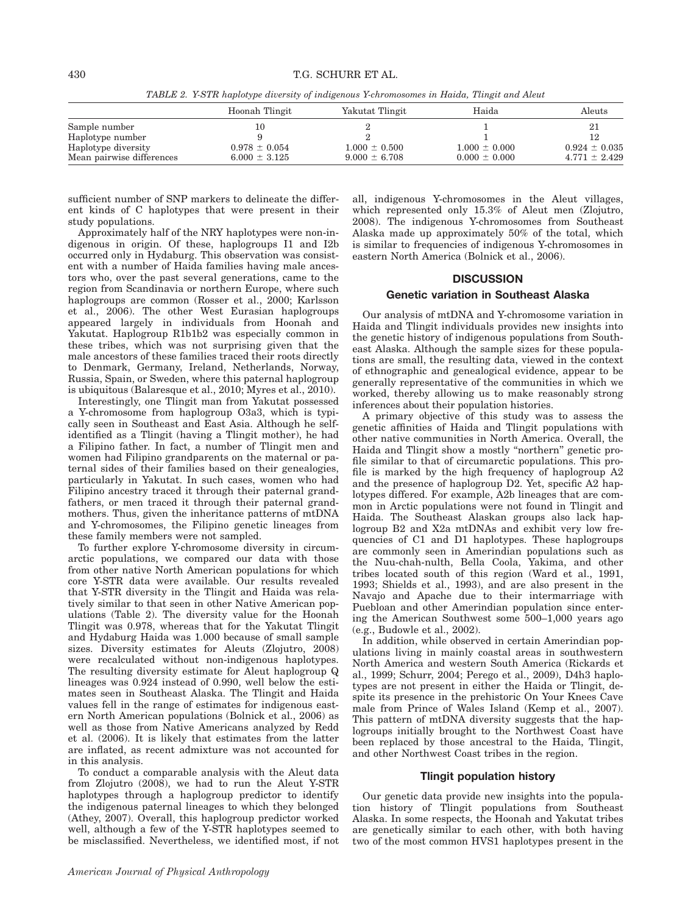TABLE 2. *Y-STR haplotype diversity of indigenous Y-chromosomes in Haida, Tlingit and Aleut*

| | Hoonah Tlingit | Yakutat Tlingit | Haida | Aleuts |
|---|---|---|---|---|
| Sample number | 10 | 2 | 1 | 21 |
| Haplotype number | 9 | 2 | 1 | 12 |
| Haplotype diversity | 0.978 ± 0.054 | 1.000 ± 0.500 | 1.000 ± 0.000 | 0.924 ± 0.035 |
| Mean pairwise differences | 6.000 ± 3.125 | 9.000 ± 6.708 | 0.000 ± 0.000 | 4.771 ± 2.429 |

sufficient number of SNP markers to delineate the different kinds of C haplotypes that were present in their study populations.

Approximately half of the NRY haplotypes were non-indigenous in origin. Of these, haplogroups I1 and I2b occurred only in Hydaburg. This observation was consistent with a number of Haida families having male ancestors who, over the past several generations, came to the region from Scandinavia or northern Europe, where such haplogroups are common (Rosser et al., 2000; Karlsson et al., 2006). The other West Eurasian haplogroups appeared largely in individuals from Hoonah and Yakutat. Haplogroup R1b1b2 was especially common in these tribes, which was not surprising given that the male ancestors of these families traced their roots directly to Denmark, Germany, Ireland, Netherlands, Norway, Russia, Spain, or Sweden, where this paternal haplogroup is ubiquitous (Balaresque et al., 2010; Myres et al., 2010).

Interestingly, one Tlingit man from Yakutat possessed a Y-chromosome from haplogroup O3a3, which is typically seen in Southeast and East Asia. Although he self-identified as a Tlingit (having a Tlingit mother), he had a Filipino father. In fact, a number of Tlingit men and women had Filipino grandparents on the maternal or paternal sides of their families based on their genealogies, particularly in Yakutat. In such cases, women who had Filipino ancestry traced it through their paternal grandfathers, or men traced it through their paternal grandmothers. Thus, given the inheritance patterns of mtDNA and Y-chromosomes, the Filipino genetic lineages from these family members were not sampled.

To further explore Y-chromosome diversity in circumarctic populations, we compared our data with those from other native North American populations for which core Y-STR data were available. Our results revealed that Y-STR diversity in the Tlingit and Haida was relatively similar to that seen in other Native American populations (Table 2). The diversity value for the Hoonah Tlingit was 0.978, whereas that for the Yakutat Tlingit and Hydaburg Haida was 1.000 because of small sample sizes. Diversity estimates for Aleuts (Zlojutro, 2008) were recalculated without non-indigenous haplotypes. The resulting diversity estimate for Aleut haplogroup Q lineages was 0.924 instead of 0.990, well below the estimates seen in Southeast Alaska. The Tlingit and Haida values fell in the range of estimates for indigenous eastern North American populations (Bolnick et al., 2006) as well as those from Native Americans analyzed by Redd et al. (2006). It is likely that estimates from the latter are inflated, as recent admixture was not accounted for in this analysis.

To conduct a comparable analysis with the Aleut data from Zlojutro (2008), we had to run the Aleut Y-STR haplotypes through a haplogroup predictor to identify the indigenous paternal lineages to which they belonged (Athey, 2007). Overall, this haplogroup predictor worked well, although a few of the Y-STR haplotypes seemed to be misclassified. Nevertheless, we identified most, if not all, indigenous Y-chromosomes in the Aleut villages, which represented only 15.3% of Aleut men (Zlojutro, 2008). The indigenous Y-chromosomes from Southeast Alaska made up approximately 50% of the total, which is similar to frequencies of indigenous Y-chromosomes in eastern North America (Bolnick et al., 2006).

## DISCUSSION

### Genetic variation in Southeast Alaska

Our analysis of mtDNA and Y-chromosome variation in Haida and Tlingit individuals provides new insights into the genetic history of indigenous populations from Southeast Alaska. Although the sample sizes for these populations are small, the resulting data, viewed in the context of ethnographic and genealogical evidence, appear to be generally representative of the communities in which we worked, thereby allowing us to make reasonably strong inferences about their population histories.

A primary objective of this study was to assess the genetic affinities of Haida and Tlingit populations with other native communities in North America. Overall, the Haida and Tlingit show a mostly "northern" genetic profile similar to that of circumarctic populations. This profile is marked by the high frequency of haplogroup A2 and the presence of haplogroup D2. Yet, specific A2 haplotypes differed. For example, A2b lineages that are common in Arctic populations were not found in Tlingit and Haida. The Southeast Alaskan groups also lack haplogroup B2 and X2a mtDNAs and exhibit very low frequencies of C1 and D1 haplotypes. These haplogroups are commonly seen in Amerindian populations such as the Nuu-chah-nulth, Bella Coola, Yakima, and other tribes located south of this region (Ward et al., 1991, 1993; Shields et al., 1993), and are also present in the Navajo and Apache due to their intermarriage with Puebloan and other Amerindian population since entering the American Southwest some 500–1,000 years ago (e.g., Budowle et al., 2002).

In addition, while observed in certain Amerindian populations living in mainly coastal areas in southwestern North America and western South America (Rickards et al., 1999; Schurr, 2004; Perego et al., 2009), D4h3 haplotypes are not present in either the Haida or Tlingit, despite its presence in the prehistoric On Your Knees Cave male from Prince of Wales Island (Kemp et al., 2007). This pattern of mtDNA diversity suggests that the haplogroups initially brought to the Northwest Coast have been replaced by those ancestral to the Haida, Tlingit, and other Northwest Coast tribes in the region.

### Tlingit population history

Our genetic data provide new insights into the population history of Tlingit populations from Southeast Alaska. In some respects, the Hoonah and Yakutat tribes are genetically similar to each other, with both having two of the most common HVS1 haplotypes present in the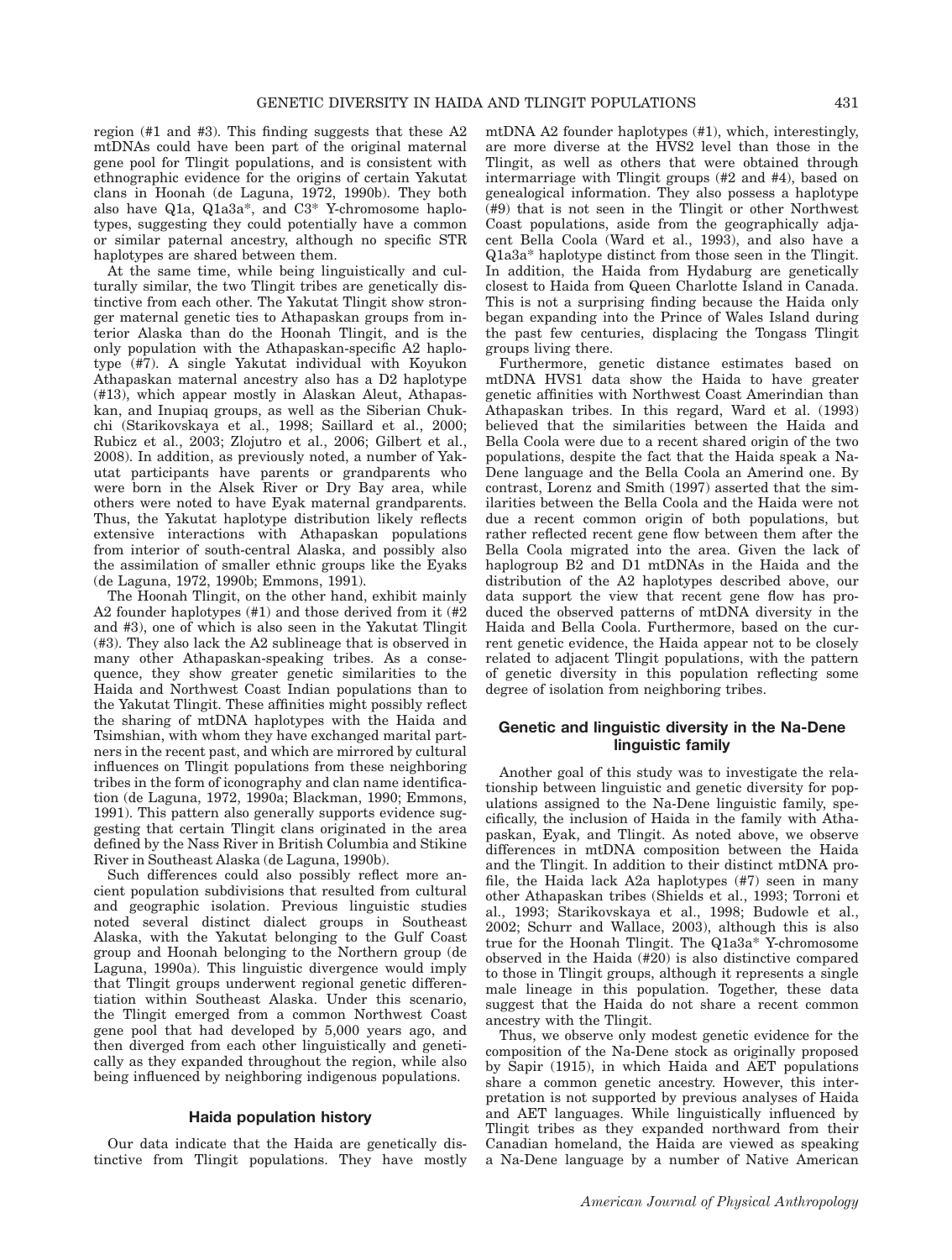region (#1 and #3). This finding suggests that these A2 mtDNAs could have been part of the original maternal gene pool for Tlingit populations, and is consistent with ethnographic evidence for the origins of certain Yakutat clans in Hoonah (de Laguna, 1972, 1990b). They both also have Q1a, Q1a3a*, and C3* Y-chromosome haplotypes, suggesting they could potentially have a common or similar paternal ancestry, although no specific STR haplotypes are shared between them.

At the same time, while being linguistically and culturally similar, the two Tlingit tribes are genetically distinctive from each other. The Yakutat Tlingit show stronger maternal genetic ties to Athapaskan groups from interior Alaska than do the Hoonah Tlingit, and is the only population with the Athapaskan-specific A2 haplotype (#7). A single Yakutat individual with Koyukon Athapaskan maternal ancestry also has a D2 haplotype (#13), which appear mostly in Alaskan Aleut, Athapaskan, and Inupiaq groups, as well as the Siberian Chukchi (Starikovskaya et al., 1998; Saillard et al., 2000; Rubicz et al., 2003; Zlojutro et al., 2006; Gilbert et al., 2008). In addition, as previously noted, a number of Yakutat participants have parents or grandparents who were born in the Alsek River or Dry Bay area, while others were noted to have Eyak maternal grandparents. Thus, the Yakutat haplotype distribution likely reflects extensive interactions with Athapaskan populations from interior of south-central Alaska, and possibly also the assimilation of smaller ethnic groups like the Eyaks (de Laguna, 1972, 1990b; Emmons, 1991).

The Hoonah Tlingit, on the other hand, exhibit mainly A2 founder haplotypes (#1) and those derived from it (#2 and #3), one of which is also seen in the Yakutat Tlingit (#3). They also lack the A2 sublineage that is observed in many other Athapaskan-speaking tribes. As a consequence, they show greater genetic similarities to the Haida and Northwest Coast Indian populations than to the Yakutat Tlingit. These affinities might possibly reflect the sharing of mtDNA haplotypes with the Haida and Tsimshian, with whom they have exchanged marital partners in the recent past, and which are mirrored by cultural influences on Tlingit populations from these neighboring tribes in the form of iconography and clan name identification (de Laguna, 1972, 1990a; Blackman, 1990; Emmons, 1991). This pattern also generally supports evidence suggesting that certain Tlingit clans originated in the area defined by the Nass River in British Columbia and Stikine River in Southeast Alaska (de Laguna, 1990b).

Such differences could also possibly reflect more ancient population subdivisions that resulted from cultural and geographic isolation. Previous linguistic studies noted several distinct dialect groups in Southeast Alaska, with the Yakutat belonging to the Gulf Coast group and Hoonah belonging to the Northern group (de Laguna, 1990a). This linguistic divergence would imply that Tlingit groups underwent regional genetic differentiation within Southeast Alaska. Under this scenario, the Tlingit emerged from a common Northwest Coast gene pool that had developed by 5,000 years ago, and then diverged from each other linguistically and genetically as they expanded throughout the region, while also being influenced by neighboring indigenous populations.

### Haida population history

Our data indicate that the Haida are genetically distinctive from Tlingit populations. They have mostly mtDNA A2 founder haplotypes (#1), which, interestingly, are more diverse at the HVS2 level than those in the Tlingit, as well as others that were obtained through intermarriage with Tlingit groups (#2 and #4), based on genealogical information. They also possess a haplotype (#9) that is not seen in the Tlingit or other Northwest Coast populations, aside from the geographically adjacent Bella Coola (Ward et al., 1993), and also have a Q1a3a* haplotype distinct from those seen in the Tlingit. In addition, the Haida from Hydaburg are genetically closest to Haida from Queen Charlotte Island in Canada. This is not a surprising finding because the Haida only began expanding into the Prince of Wales Island during the past few centuries, displacing the Tongass Tlingit groups living there.

Furthermore, genetic distance estimates based on mtDNA HVS1 data show the Haida to have greater genetic affinities with Northwest Coast Amerindian than Athapaskan tribes. In this regard, Ward et al. (1993) believed that the similarities between the Haida and Bella Coola were due to a recent shared origin of the two populations, despite the fact that the Haida speak a Na-Dene language and the Bella Coola an Amerind one. By contrast, Lorenz and Smith (1997) asserted that the similarities between the Bella Coola and the Haida were not due a recent common origin of both populations, but rather reflected recent gene flow between them after the Bella Coola migrated into the area. Given the lack of haplogroup B2 and D1 mtDNAs in the Haida and the distribution of the A2 haplotypes described above, our data support the view that recent gene flow has produced the observed patterns of mtDNA diversity in the Haida and Bella Coola. Furthermore, based on the current genetic evidence, the Haida appear not to be closely related to adjacent Tlingit populations, with the pattern of genetic diversity in this population reflecting some degree of isolation from neighboring tribes.

### Genetic and linguistic diversity in the Na-Dene linguistic family

Another goal of this study was to investigate the relationship between linguistic and genetic diversity for populations assigned to the Na-Dene linguistic family, specifically, the inclusion of Haida in the family with Athapaskan, Eyak, and Tlingit. As noted above, we observe differences in mtDNA composition between the Haida and the Tlingit. In addition to their distinct mtDNA profile, the Haida lack A2a haplotypes (#7) seen in many other Athapaskan tribes (Shields et al., 1993; Torroni et al., 1993; Starikovskaya et al., 1998; Budowle et al., 2002; Schurr and Wallace, 2003), although this is also true for the Hoonah Tlingit. The Q1a3a* Y-chromosome observed in the Haida (#20) is also distinctive compared to those in Tlingit groups, although it represents a single male lineage in this population. Together, these data suggest that the Haida do not share a recent common ancestry with the Tlingit.

Thus, we observe only modest genetic evidence for the composition of the Na-Dene stock as originally proposed by Sapir (1915), in which Haida and AET populations share a common genetic ancestry. However, this interpretation is not supported by previous analyses of Haida and AET languages. While linguistically influenced by Tlingit tribes as they expanded northward from their Canadian homeland, the Haida are viewed as speaking a Na-Dene language by a number of Native American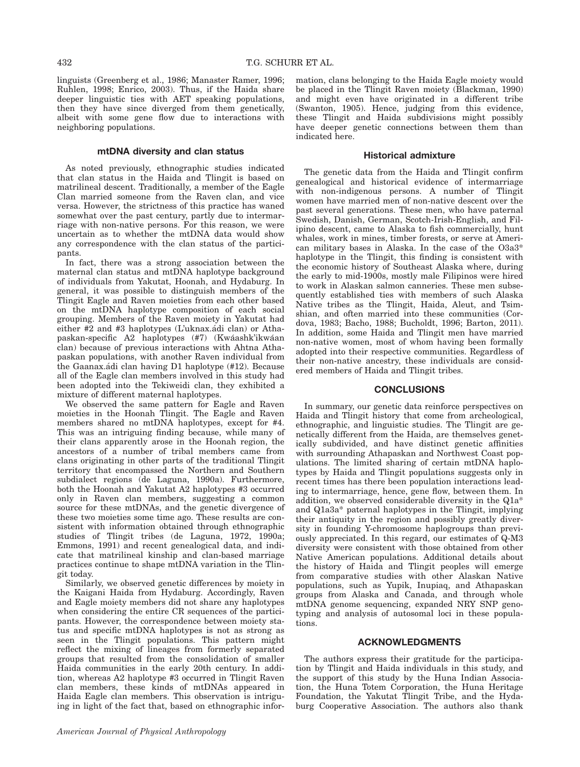linguists (Greenberg et al., 1986; Manaster Ramer, 1996; Ruhlen, 1998; Enrico, 2003). Thus, if the Haida share deeper linguistic ties with AET speaking populations, then they have since diverged from them genetically, albeit with some gene flow due to interactions with neighboring populations.

### mtDNA diversity and clan status

As noted previously, ethnographic studies indicated that clan status in the Haida and Tlingit is based on matrilineal descent. Traditionally, a member of the Eagle Clan married someone from the Raven clan, and vice versa. However, the strictness of this practice has waned somewhat over the past century, partly due to intermarriage with non-native persons. For this reason, we were uncertain as to whether the mtDNA data would show any correspondence with the clan status of the participants.

In fact, there was a strong association between the maternal clan status and mtDNA haplotype background of individuals from Yakutat, Hoonah, and Hydaburg. In general, it was possible to distinguish members of the Tlingit Eagle and Raven moieties from each other based on the mtDNA haplotype composition of each social grouping. Members of the Raven moiety in Yakutat had either #2 and #3 haplotypes (L'uknax.ádi clan) or Athapaskan-specific A2 haplotypes (#7) (Kwáashk'ikwáan clan) because of previous interactions with Ahtna Athapaskan populations, with another Raven individual from the Gaanax.ádi clan having D1 haplotype (#12). Because all of the Eagle clan members involved in this study had been adopted into the Tekiweidi clan, they exhibited a mixture of different maternal haplotypes.

We observed the same pattern for Eagle and Raven moieties in the Hoonah Tlingit. The Eagle and Raven members shared no mtDNA haplotypes, except for #4. This was an intriguing finding because, while many of their clans apparently arose in the Hoonah region, the ancestors of a number of tribal members came from clans originating in other parts of the traditional Tlingit territory that encompassed the Northern and Southern subdialect regions (de Laguna, 1990a). Furthermore, both the Hoonah and Yakutat A2 haplotypes #3 occurred only in Raven clan members, suggesting a common source for these mtDNAs, and the genetic divergence of these two moieties some time ago. These results are consistent with information obtained through ethnographic studies of Tlingit tribes (de Laguna, 1972, 1990a; Emmons, 1991) and recent genealogical data, and indicate that matrilineal kinship and clan-based marriage practices continue to shape mtDNA variation in the Tlingit today.

Similarly, we observed genetic differences by moiety in the Kaigani Haida from Hydaburg. Accordingly, Raven and Eagle moiety members did not share any haplotypes when considering the entire CR sequences of the participants. However, the correspondence between moiety status and specific mtDNA haplotypes is not as strong as seen in the Tlingit populations. This pattern might reflect the mixing of lineages from formerly separated groups that resulted from the consolidation of smaller Haida communities in the early 20th century. In addition, whereas A2 haplotype #3 occurred in Tlingit Raven clan members, these kinds of mtDNAs appeared in Haida Eagle clan members. This observation is intriguing in light of the fact that, based on ethnographic information, clans belonging to the Haida Eagle moiety would be placed in the Tlingit Raven moiety (Blackman, 1990) and might even have originated in a different tribe (Swanton, 1905). Hence, judging from this evidence, these Tlingit and Haida subdivisions might possibly have deeper genetic connections between them than indicated here.

### Historical admixture

The genetic data from the Haida and Tlingit confirm genealogical and historical evidence of intermarriage with non-indigenous persons. A number of Tlingit women have married men of non-native descent over the past several generations. These men, who have paternal Swedish, Danish, German, Scotch-Irish-English, and Filipino descent, came to Alaska to fish commercially, hunt whales, work in mines, timber forests, or serve at American military bases in Alaska. In the case of the O3a3* haplotype in the Tlingit, this finding is consistent with the economic history of Southeast Alaska where, during the early to mid-1900s, mostly male Filipinos were hired to work in Alaskan salmon canneries. These men subsequently established ties with members of such Alaska Native tribes as the Tlingit, Haida, Aleut, and Tsimshian, and often married into these communities (Cordova, 1983; Bacho, 1988; Bucholdt, 1996; Barton, 2011). In addition, some Haida and Tlingit men have married non-native women, most of whom having been formally adopted into their respective communities. Regardless of their non-native ancestry, these individuals are considered members of Haida and Tlingit tribes.

## CONCLUSIONS

In summary, our genetic data reinforce perspectives on Haida and Tlingit history that come from archeological, ethnographic, and linguistic studies. The Tlingit are genetically different from the Haida, are themselves genetically subdivided, and have distinct genetic affinities with surrounding Athapaskan and Northwest Coast populations. The limited sharing of certain mtDNA haplotypes by Haida and Tlingit populations suggests only in recent times has there been population interactions leading to intermarriage, hence, gene flow, between them. In addition, we observed considerable diversity in the Q1a* and Q1a3a* paternal haplotypes in the Tlingit, implying their antiquity in the region and possibly greatly diversity in founding Y-chromosome haplogroups than previously appreciated. In this regard, our estimates of Q-M3 diversity were consistent with those obtained from other Native American populations. Additional details about the history of Haida and Tlingit peoples will emerge from comparative studies with other Alaskan Native populations, such as Yupik, Inupiaq, and Athapaskan groups from Alaska and Canada, and through whole mtDNA genome sequencing, expanded NRY SNP genotyping and analysis of autosomal loci in these populations.

## ACKNOWLEDGMENTS

The authors express their gratitude for the participation by Tlingit and Haida individuals in this study, and the support of this study by the Huna Indian Association, the Huna Totem Corporation, the Huna Heritage Foundation, the Yakutat Tlingit Tribe, and the Hydaburg Cooperative Association. The authors also thank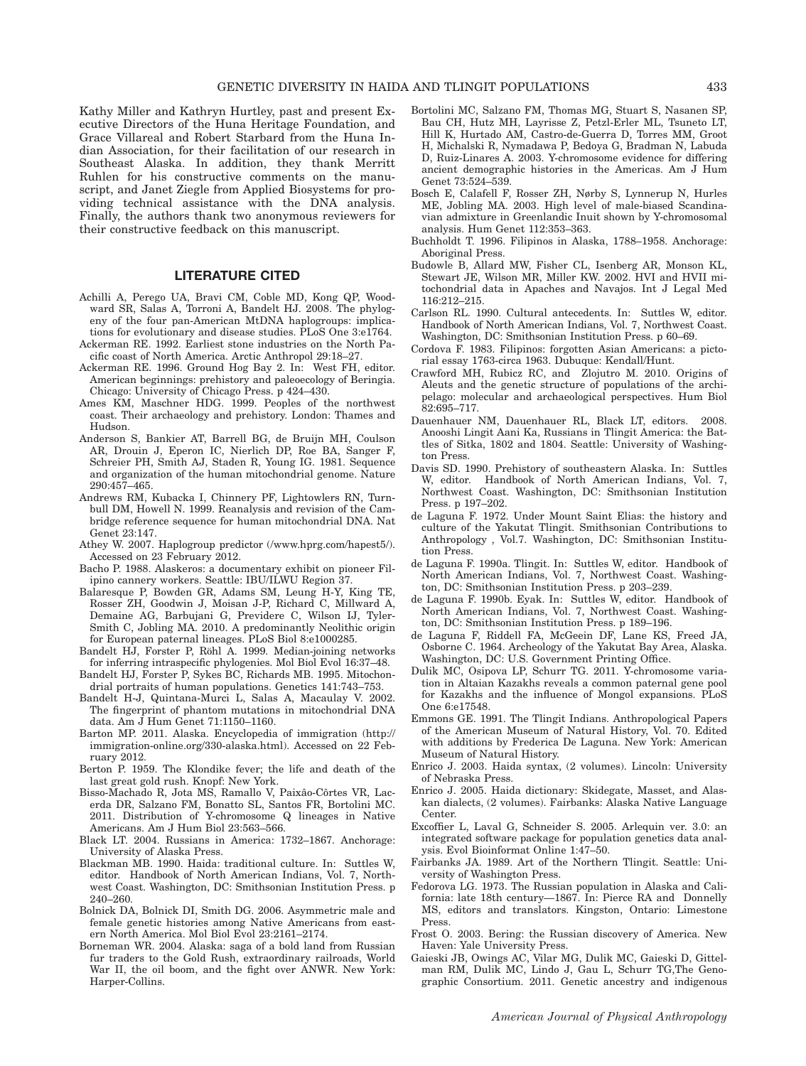Kathy Miller and Kathryn Hurtley, past and present Executive Directors of the Huna Heritage Foundation, and Grace Villareal and Robert Starbard from the Huna Indian Association, for their facilitation of our research in Southeast Alaska. In addition, they thank Merritt Ruhlen for his constructive comments on the manuscript, and Janet Ziegle from Applied Biosystems for providing technical assistance with the DNA analysis. Finally, the authors thank two anonymous reviewers for their constructive feedback on this manuscript.

## LITERATURE CITED

Achilli A, Perego UA, Bravi CM, Coble MD, Kong QP, Woodward SR, Salas A, Torroni A, Bandelt HJ. 2008. The phylogeny of the four pan-American MtDNA haplogroups: implications for evolutionary and disease studies. PLoS One 3:e1764.

Ackerman RE. 1992. Earliest stone industries on the North Pacific coast of North America. Arctic Anthropol 29:18–27.

Ackerman RE. 1996. Ground Hog Bay 2. In: West FH, editor. American beginnings: prehistory and paleoecology of Beringia. Chicago: University of Chicago Press. p 424–430.

Ames KM, Maschner HDG. 1999. Peoples of the northwest coast. Their archaeology and prehistory. London: Thames and Hudson.

Anderson S, Bankier AT, Barrell BG, de Bruijn MH, Coulson AR, Drouin J, Eperon IC, Nierlich DP, Roe BA, Sanger F, Schreier PH, Smith AJ, Staden R, Young IG. 1981. Sequence and organization of the human mitochondrial genome. Nature 290:457–465.

Andrews RM, Kubacka I, Chinnery PF, Lightowlers RN, Turnbull DM, Howell N. 1999. Reanalysis and revision of the Cambridge reference sequence for human mitochondrial DNA. Nat Genet 23:147.

Athey W. 2007. Haplogroup predictor (/www.hprg.com/hapest5/). Accessed on 23 February 2012.

Bacho P. 1988. Alaskeros: a documentary exhibit on pioneer Filipino cannery workers. Seattle: IBU/ILWU Region 37.

Balaresque P, Bowden GR, Adams SM, Leung H-Y, King TE, Rosser ZH, Goodwin J, Moisan J-P, Richard C, Millward A, Demaine AG, Barbujani G, Previdere C, Wilson IJ, Tyler-Smith C, Jobling MA. 2010. A predominantly Neolithic origin for European paternal lineages. PLoS Biol 8:e1000285.

Bandelt HJ, Forster P, Röhl A. 1999. Median-joining networks for inferring intraspecific phylogenies. Mol Biol Evol 16:37–48.

Bandelt HJ, Forster P, Sykes BC, Richards MB. 1995. Mitochondrial portraits of human populations. Genetics 141:743–753.

Bandelt H-J, Quintana-Murci L, Salas A, Macaulay V. 2002. The fingerprint of phantom mutations in mitochondrial DNA data. Am J Hum Genet 71:1150–1160.

Barton MP. 2011. Alaska. Encyclopedia of immigration (http://immigration-online.org/330-alaska.html). Accessed on 22 February 2012.

Berton P. 1959. The Klondike fever; the life and death of the last great gold rush. Knopf: New York.

Bisso-Machado R, Jota MS, Ramallo V, Paixâo-Côrtes VR, Lacerda DR, Salzano FM, Bonatto SL, Santos FR, Bortolini MC. 2011. Distribution of Y-chromosome Q lineages in Native Americans. Am J Hum Biol 23:563–566.

Black LT. 2004. Russians in America: 1732–1867. Anchorage: University of Alaska Press.

Blackman MB. 1990. Haida: traditional culture. In: Suttles W, editor. Handbook of North American Indians, Vol. 7, Northwest Coast. Washington, DC: Smithsonian Institution Press. p 240–260.

Bolnick DA, Bolnick DI, Smith DG. 2006. Asymmetric male and female genetic histories among Native Americans from eastern North America. Mol Biol Evol 23:2161–2174.

Borneman WR. 2004. Alaska: saga of a bold land from Russian fur traders to the Gold Rush, extraordinary railroads, World War II, the oil boom, and the fight over ANWR. New York: Harper-Collins.

Bortolini MC, Salzano FM, Thomas MG, Stuart S, Nasanen SP, Bau CH, Hutz MH, Layrisse Z, Petzl-Erler ML, Tsuneto LT, Hill K, Hurtado AM, Castro-de-Guerra D, Torres MM, Groot H, Michalski R, Nymadawa P, Bedoya G, Bradman N, Labuda D, Ruiz-Linares A. 2003. Y-chromosome evidence for differing ancient demographic histories in the Americas. Am J Hum Genet 73:524–539.

Bosch E, Calafell F, Rosser ZH, Nørby S, Lynnerup N, Hurles ME, Jobling MA. 2003. High level of male-biased Scandinavian admixture in Greenlandic Inuit shown by Y-chromosomal analysis. Hum Genet 112:353–363.

Buchholdt T. 1996. Filipinos in Alaska, 1788–1958. Anchorage: Aboriginal Press.

Budowle B, Allard MW, Fisher CL, Isenberg AR, Monson KL, Stewart JE, Wilson MR, Miller KW. 2002. HVI and HVII mitochondrial data in Apaches and Navajos. Int J Legal Med 116:212–215.

Carlson RL. 1990. Cultural antecedents. In: Suttles W, editor. Handbook of North American Indians, Vol. 7, Northwest Coast. Washington, DC: Smithsonian Institution Press. p 60–69.

Cordova F. 1983. Filipinos: forgotten Asian Americans: a pictorial essay 1763-circa 1963. Dubuque: Kendall/Hunt.

Crawford MH, Rubicz RC, and Zlojutro M. 2010. Origins of Aleuts and the genetic structure of populations of the archipelago: molecular and archaeological perspectives. Hum Biol 82:695–717.

Dauenhauer NM, Dauenhauer RL, Black LT, editors. 2008. Anooshi Lingit Aani Ka, Russians in Tlingit America: the Battles of Sitka, 1802 and 1804. Seattle: University of Washington Press.

Davis SD. 1990. Prehistory of southeastern Alaska. In: Suttles W, editor. Handbook of North American Indians, Vol. 7, Northwest Coast. Washington, DC: Smithsonian Institution Press. p 197–202.

de Laguna F. 1972. Under Mount Saint Elias: the history and culture of the Yakutat Tlingit. Smithsonian Contributions to Anthropology , Vol.7. Washington, DC: Smithsonian Institution Press.

de Laguna F. 1990a. Tlingit. In: Suttles W, editor. Handbook of North American Indians, Vol. 7, Northwest Coast. Washington, DC: Smithsonian Institution Press. p 203–239.

de Laguna F. 1990b. Eyak. In: Suttles W, editor. Handbook of North American Indians, Vol. 7, Northwest Coast. Washington, DC: Smithsonian Institution Press. p 189–196.

de Laguna F, Riddell FA, McGeein DF, Lane KS, Freed JA, Osborne C. 1964. Archeology of the Yakutat Bay Area, Alaska. Washington, DC: U.S. Government Printing Office.

Dulik MC, Osipova LP, Schurr TG. 2011. Y-chromosome variation in Altaian Kazakhs reveals a common paternal gene pool for Kazakhs and the influence of Mongol expansions. PLoS One 6:e17548.

Emmons GE. 1991. The Tlingit Indians. Anthropological Papers of the American Museum of Natural History, Vol. 70. Edited with additions by Frederica De Laguna. New York: American Museum of Natural History.

Enrico J. 2003. Haida syntax, (2 volumes). Lincoln: University of Nebraska Press.

Enrico J. 2005. Haida dictionary: Skidegate, Masset, and Alaskan dialects, (2 volumes). Fairbanks: Alaska Native Language Center.

Excoffier L, Laval G, Schneider S. 2005. Arlequin ver. 3.0: an integrated software package for population genetics data analysis. Evol Bioinformat Online 1:47–50.

Fairbanks JA. 1989. Art of the Northern Tlingit. Seattle: University of Washington Press.

Fedorova LG. 1973. The Russian population in Alaska and California: late 18th century—1867. In: Pierce RA and Donnelly MS, editors and translators. Kingston, Ontario: Limestone Press.

Frost O. 2003. Bering: the Russian discovery of America. New Haven: Yale University Press.

Gaieski JB, Owings AC, Vilar MG, Dulik MC, Gaieski D, Gittelman RM, Dulik MC, Lindo J, Gau L, Schurr TG,The Genographic Consortium. 2011. Genetic ancestry and indigenous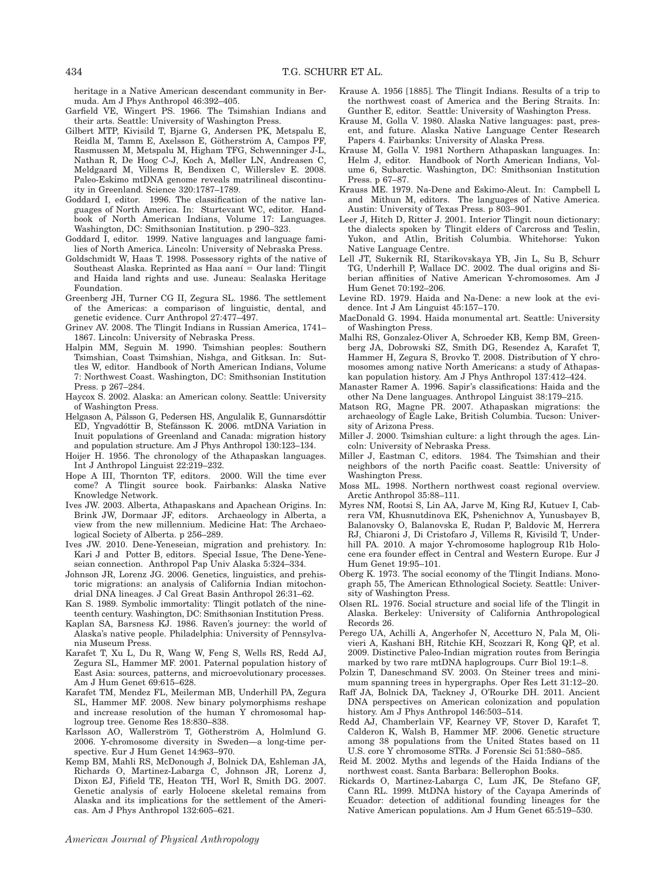heritage in a Native American descendant community in Bermuda. Am J Phys Anthropol 46:392–405.

Garfield VE, Wingert PS. 1966. The Tsimshian Indians and their arts. Seattle: University of Washington Press.

Gilbert MTP, Kivisild T, Bjarne G, Andersen PK, Metspalu E, Reidla M, Tamm E, Axelsson E, Götherström A, Campos PF, Rasmussen M, Metspalu M, Higham TFG, Schwenninger J-L, Nathan R, De Hoog C-J, Koch A, Møller LN, Andreasen C, Meldgaard M, Villems R, Bendixen C, Willerslev E. 2008. Paleo-Eskimo mtDNA genome reveals matrilineal discontinuity in Greenland. Science 320:1787–1789.

Goddard I, editor. 1996. The classification of the native languages of North America. In: Sturtevant WC, editor. Handbook of North American Indians, Volume 17: Languages. Washington, DC: Smithsonian Institution. p 290–323.

Goddard I, editor. 1999. Native languages and language families of North America. Lincoln: University of Nebraska Press.

Goldschmidt W, Haas T. 1998. Possessory rights of the native of Southeast Alaska. Reprinted as Haa aaní = Our land: Tlingit and Haida land rights and use. Juneau: Sealaska Heritage Foundation.

Greenberg JH, Turner CG II, Zegura SL. 1986. The settlement of the Americas: a comparison of linguistic, dental, and genetic evidence. Curr Anthropol 27:477–497.

Grinev AV. 2008. The Tlingit Indians in Russian America, 1741–1867. Lincoln: University of Nebraska Press.

Halpin MM, Seguin M. 1990. Tsimshian peoples: Southern Tsimshian, Coast Tsimshian, Nishga, and Gitksan. In: Suttles W, editor. Handbook of North American Indians, Volume 7: Northwest Coast. Washington, DC: Smithsonian Institution Press. p 267–284.

Haycox S. 2002. Alaska: an American colony. Seattle: University of Washington Press.

Helgason A, Pálsson G, Pedersen HS, Angulalik E, Gunnarsdóttir ED, Yngvadóttir B, Stefánsson K. 2006. mtDNA Variation in Inuit populations of Greenland and Canada: migration history and population structure. Am J Phys Anthropol 130:123–134.

Hoijer H. 1956. The chronology of the Athapaskan languages. Int J Anthropol Linguist 22:219–232.

Hope A III, Thornton TF, editors. 2000. Will the time ever come? A Tlingit source book. Fairbanks: Alaska Native Knowledge Network.

Ives JW. 2003. Alberta, Athapaskans and Apachean Origins. In: Brink JW, Dormaar JF, editors. Archaeology in Alberta, a view from the new millennium. Medicine Hat: The Archaeological Society of Alberta. p 256–289.

Ives JW. 2010. Dene-Yeneseian, migration and prehistory. In: Kari J and Potter B, editors. Special Issue, The Dene-Yeneseian connection. Anthropol Pap Univ Alaska 5:324–334.

Johnson JR, Lorenz JG. 2006. Genetics, linguistics, and prehistoric migrations: an analysis of California Indian mitochondrial DNA lineages. J Cal Great Basin Anthropol 26:31–62.

Kan S. 1989. Symbolic immortality: Tlingit potlatch of the nineteenth century. Washington, DC: Smithsonian Institution Press.

Kaplan SA, Barsness KJ. 1986. Raven's journey: the world of Alaska's native people. Philadelphia: University of Pennsylvania Museum Press.

Karafet T, Xu L, Du R, Wang W, Feng S, Wells RS, Redd AJ, Zegura SL, Hammer MF. 2001. Paternal population history of East Asia: sources, patterns, and microevolutionary processes. Am J Hum Genet 69:615–628.

Karafet TM, Mendez FL, Meilerman MB, Underhill PA, Zegura SL, Hammer MF. 2008. New binary polymorphisms reshape and increase resolution of the human Y chromosomal haplogroup tree. Genome Res 18:830–838.

Karlsson AO, Wallerström T, Götherström A, Holmlund G. 2006. Y-chromosome diversity in Sweden—a long-time perspective. Eur J Hum Genet 14:963–970.

Kemp BM, Mahli RS, McDonough J, Bolnick DA, Eshleman JA, Richards O, Martinez-Labarga C, Johnson JR, Lorenz J, Dixon EJ, Fifield TE, Heaton TH, Worl R, Smith DG. 2007. Genetic analysis of early Holocene skeletal remains from Alaska and its implications for the settlement of the Americas. Am J Phys Anthropol 132:605–621.

Krause A. 1956 [1885]. The Tlingit Indians. Results of a trip to the northwest coast of America and the Bering Straits. In: Gunther E, editor. Seattle: University of Washington Press.

Krause M, Golla V. 1980. Alaska Native languages: past, present, and future. Alaska Native Language Center Research Papers 4. Fairbanks: University of Alaska Press.

Krause M, Golla V. 1981 Northern Athapaskan languages. In: Helm J, editor. Handbook of North American Indians, Volume 6, Subarctic. Washington, DC: Smithsonian Institution Press. p 67–87.

Krauss ME. 1979. Na-Dene and Eskimo-Aleut. In: Campbell L and Mithun M, editors. The languages of Native America. Austin: University of Texas Press. p 803–901.

Leer J, Hitch D, Ritter J. 2001. Interior Tlingit noun dictionary: the dialects spoken by Tlingit elders of Carcross and Teslin, Yukon, and Atlin, British Columbia. Whitehorse: Yukon Native Language Centre.

Lell JT, Sukernik RI, Starikovskaya YB, Jin L, Su B, Schurr TG, Underhill P, Wallace DC. 2002. The dual origins and Siberian affinities of Native American Y-chromosomes. Am J Hum Genet 70:192–206.

Levine RD. 1979. Haida and Na-Dene: a new look at the evidence. Int J Am Linguist 45:157–170.

MacDonald G. 1994. Haida monumental art. Seattle: University of Washington Press.

Malhi RS, Gonzalez-Oliver A, Schroeder KB, Kemp BM, Greenberg JA, Dobrowski SZ, Smith DG, Resendez A, Karafet T, Hammer H, Zegura S, Brovko T. 2008. Distribution of Y chromosomes among native North Americans: a study of Athapaskan population history. Am J Phys Anthropol 137:412–424.

Manaster Ramer A. 1996. Sapir's classifications: Haida and the other Na Dene languages. Anthropol Linguist 38:179–215.

Matson RG, Magne PR. 2007. Athapaskan migrations: the archaeology of Eagle Lake, British Columbia. Tucson: University of Arizona Press.

Miller J. 2000. Tsimshian culture: a light through the ages. Lincoln: University of Nebraska Press.

Miller J, Eastman C, editors. 1984. The Tsimshian and their neighbors of the north Pacific coast. Seattle: University of Washington Press.

Moss ML. 1998. Northern northwest coast regional overview. Arctic Anthropol 35:88–111.

Myres NM, Rootsi S, Lin AA, Jarve M, King RJ, Kutuev I, Cabrera VM, Khusnutdinova EK, Pshenichnov A, Yunusbayev B, Balanovsky O, Balanovska E, Rudan P, Baldovic M, Herrera RJ, Chiaroni J, Di Cristofaro J, Villems R, Kivisild T, Underhill PA. 2010. A major Y-chromosome haplogroup R1b Holocene era founder effect in Central and Western Europe. Eur J Hum Genet 19:95–101.

Oberg K. 1973. The social economy of the Tlingit Indians. Monograph 55, The American Ethnological Society. Seattle: University of Washington Press.

Olsen RL. 1976. Social structure and social life of the Tlingit in Alaska. Berkeley: University of California Anthropological Records 26.

Perego UA, Achilli A, Angerhofer N, Accetturo N, Pala M, Olivieri A, Kashani BH, Ritchie KH, Scozzari R, Kong QP, et al. 2009. Distinctive Paleo-Indian migration routes from Beringia marked by two rare mtDNA haplogroups. Curr Biol 19:1–8.

Polzin T, Daneschmand SV. 2003. On Steiner trees and minimum spanning trees in hypergraphs. Oper Res Lett 31:12–20.

Raff JA, Bolnick DA, Tackney J, O'Rourke DH. 2011. Ancient DNA perspectives on American colonization and population history. Am J Phys Anthropol 146:503–514.

Redd AJ, Chamberlain VF, Kearney VF, Stover D, Karafet T, Calderon K, Walsh B, Hammer MF. 2006. Genetic structure among 38 populations from the United States based on 11 U.S. core Y chromosome STRs. J Forensic Sci 51:580–585.

Reid M. 2002. Myths and legends of the Haida Indians of the northwest coast. Santa Barbara: Bellerophon Books.

Rickards O, Martinez-Labarga C, Lum JK, De Stefano GF, Cann RL. 1999. MtDNA history of the Cayapa Amerinds of Ecuador: detection of additional founding lineages for the Native American populations. Am J Hum Genet 65:519–530.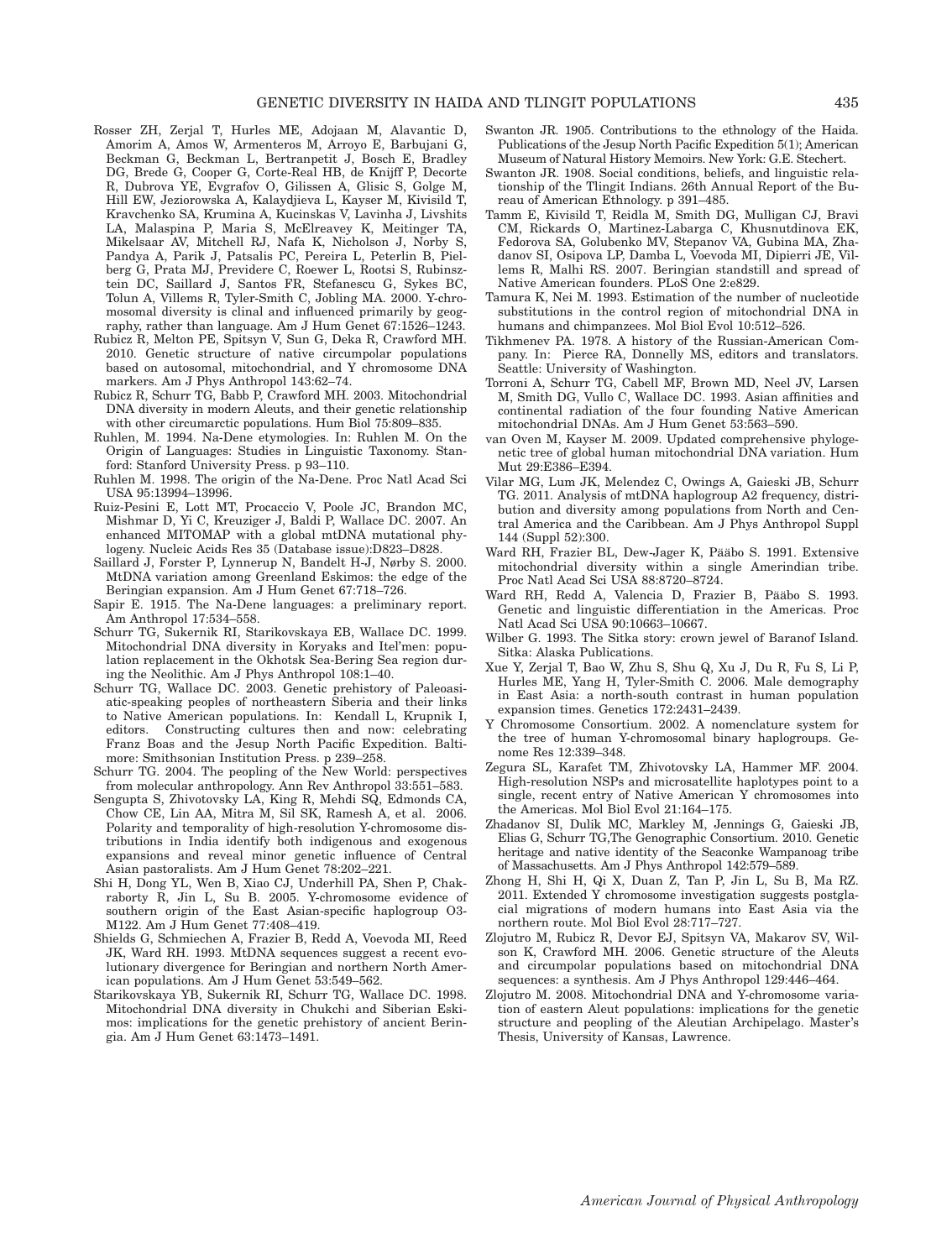Rosser ZH, Zerjal T, Hurles ME, Adojaan M, Alavantic D, Amorim A, Amos W, Armenteros M, Arroyo E, Barbujani G, Beckman G, Beckman L, Bertranpetit J, Bosch E, Bradley DG, Brede G, Cooper G, Corte-Real HB, de Knijff P, Decorte R, Dubrova YE, Evgrafov O, Gilissen A, Glisic S, Golge M, Hill EW, Jeziorowska A, Kalaydjieva L, Kayser M, Kivisild T, Kravchenko SA, Krumina A, Kucinskas V, Lavinha J, Livshits LA, Malaspina P, Maria S, McElreavey K, Meitinger TA, Mikelsaar AV, Mitchell RJ, Nafa K, Nicholson J, Norby S, Pandya A, Parik J, Patsalis PC, Pereira L, Peterlin B, Pielberg G, Prata MJ, Previdere C, Roewer L, Rootsi S, Rubinsztein DC, Saillard J, Santos FR, Stefanescu G, Sykes BC, Tolun A, Villems R, Tyler-Smith C, Jobling MA. 2000. Y-chromosomal diversity is clinal and influenced primarily by geography, rather than language. Am J Hum Genet 67:1526–1243.

Rubicz R, Melton PE, Spitsyn V, Sun G, Deka R, Crawford MH. 2010. Genetic structure of native circumpolar populations based on autosomal, mitochondrial, and Y chromosome DNA markers. Am J Phys Anthropol 143:62–74.

Rubicz R, Schurr TG, Babb PQ, Crawford MH. 2003. Mitochondrial DNA diversity in modern Aleuts, and their genetic relationship with other circumarctic populations. Hum Biol 75:809–835.

Ruhlen, M. 1994. Na-Dene etymologies. In: Ruhlen M. On the Origin of Languages: Studies in Linguistic Taxonomy. Stanford: Stanford University Press. p 93–110.

Ruhlen M. 1998. The origin of the Na-Dene. Proc Natl Acad Sci USA 95:13994–13996.

Ruiz-Pesini E, Lott MT, Procaccio V, Poole JC, Brandon MC, Mishmar D, Yi C, Kreuziger J, Baldi P, Wallace DC. 2007. An enhanced MITOMAP with a global mtDNA mutational phylogeny. Nucleic Acids Res 35 (Database issue):D823–D828.

Saillard J, Forster P, Lynnerup N, Bandelt H-J, Nørby S. 2000. MtDNA variation among Greenland Eskimos: the edge of the Beringian expansion. Am J Hum Genet 67:718–726.

Sapir E. 1915. The Na-Dene languages: a preliminary report. Am Anthropol 17:534–558.

Schurr TG, Sukernik RI, Starikovskaya EB, Wallace DC. 1999. Mitochondrial DNA diversity in Koryaks and Itel'men: population replacement in the Okhotsk Sea-Bering Sea region during the Neolithic. Am J Phys Anthropol 108:1–40.

Schurr TG, Wallace DC. 2003. Genetic prehistory of Paleoasiatic-speaking peoples of northeastern Siberia and their links to Native American populations. In: Kendall L, Krupnik I, editors. Constructing cultures then and now: celebrating Franz Boas and the Jesup North Pacific Expedition. Baltimore: Smithsonian Institution Press. p 239–258.

Schurr TG. 2004. The peopling of the New World: perspectives from molecular anthropology. Ann Rev Anthropol 33:551–583.

Sengupta S, Zhivotovsky LA, King R, Mehdi SQ, Edmonds CA, Chow CE, Lin AA, Mitra M, Sil SK, Ramesh A, et al. 2006. Polarity and temporality of high-resolution Y-chromosome distributions in India identify both indigenous and exogenous expansions and reveal minor genetic influence of Central Asian pastoralists. Am J Hum Genet 78:202–221.

Shi H, Dong YL, Wen B, Xiao CJ, Underhill PA, Shen P, Chakraborty R, Jin L, Su B. 2005. Y-chromosome evidence of southern origin of the East Asian-specific haplogroup O3-M122. Am J Hum Genet 77:408–419.

Shields G, Schmiechen A, Frazier B, Redd A, Voevoda MI, Reed JK, Ward RH. 1993. MtDNA sequences suggest a recent evolutionary divergence for Beringian and northern North American populations. Am J Hum Genet 53:549–562.

Starikovskaya YB, Sukernik RI, Schurr TG, Wallace DC. 1998. Mitochondrial DNA diversity in Chukchi and Siberian Eskimos: implications for the genetic prehistory of ancient Beringia. Am J Hum Genet 63:1473–1491.

Swanton JR. 1905. Contributions to the ethnology of the Haida. Publications of the Jesup North Pacific Expedition 5(1); American Museum of Natural History Memoirs. New York: G.E. Stechert.

Swanton JR. 1908. Social conditions, beliefs, and linguistic relationship of the Tlingit Indians. 26th Annual Report of the Bureau of American Ethnology. p 391–485.

Tamm E, Kivisild T, Reidla M, Smith DG, Mulligan CJ, Bravi CM, Rickards O, Martinez-Labarga C, Khusnutdinova EK, Fedorova SA, Golubenko MV, Stepanov VA, Gubina MA, Zhadanov SI, Osipova LP, Damba L, Voevoda MI, Dipierri JE, Villems R, Malhi RS. 2007. Beringian standstill and spread of Native American founders. PLoS One 2:e829.

Tamura K, Nei M. 1993. Estimation of the number of nucleotide substitutions in the control region of mitochondrial DNA in humans and chimpanzees. Mol Biol Evol 10:512–526.

Tikhmenev PA. 1978. A history of the Russian-American Company. In: Pierce RA, Donnelly MS, editors and translators. Seattle: University of Washington.

Torroni A, Schurr TG, Cabell MF, Brown MD, Neel JV, Larsen M, Smith DG, Vullo C, Wallace DC. 1993. Asian affinities and continental radiation of the four founding Native American mitochondrial DNAs. Am J Hum Genet 53:563–590.

van Oven M, Kayser M. 2009. Updated comprehensive phylogenetic tree of global human mitochondrial DNA variation. Hum Mut 29:E386–E394.

Vilar MG, Lum JK, Melendez C, Owings A, Gaieski JB, Schurr TG. 2011. Analysis of mtDNA haplogroup A2 frequency, distribution and diversity among populations from North and Central America and the Caribbean. Am J Phys Anthropol Suppl 144 (Suppl 52):300.

Ward RH, Frazier BL, Dew-Jager K, Pääbo S. 1991. Extensive mitochondrial diversity within a single Amerindian tribe. Proc Natl Acad Sci USA 88:8720–8724.

Ward RH, Redd A, Valencia D, Frazier B, Pääbo S. 1993. Genetic and linguistic differentiation in the Americas. Proc Natl Acad Sci USA 90:10663–10667.

Wilber G. 1993. The Sitka story: crown jewel of Baranof Island. Sitka: Alaska Publications.

Xue Y, Zerjal T, Bao W, Zhu S, Shu Q, Xu J, Du R, Fu S, Li P, Hurles ME, Yang H, Tyler-Smith C. 2006. Male demography in East Asia: a north-south contrast in human population expansion times. Genetics 172:2431–2439.

Y Chromosome Consortium. 2002. A nomenclature system for the tree of human Y-chromosomal binary haplogroups. Genome Res 12:339–348.

Zegura SL, Karafet TM, Zhivotovsky LA, Hammer MF. 2004. High-resolution NSPs and microsatellite haplotypes point to a single, recent entry of Native American Y chromosomes into the Americas. Mol Biol Evol 21:164–175.

Zhadanov SI, Dulik MC, Markley M, Jennings G, Gaieski JB, Elias G, Schurr TG,The Genographic Consortium. 2010. Genetic heritage and native identity of the Seaconke Wampanoag tribe of Massachusetts. Am J Phys Anthropol 142:579–589.

Zhong H, Shi H, Qi X, Duan Z, Tan P, Jin L, Su B, Ma RZ. 2011. Extended Y chromosome investigation suggests postglacial migrations of modern humans into East Asia via the northern route. Mol Biol Evol 28:717–727.

Zlojutro M, Rubicz R, Devor EJ, Spitsyn VA, Makarov SV, Wilson K, Crawford MH. 2006. Genetic structure of the Aleuts and circumpolar populations based on mitochondrial DNA sequences: a synthesis. Am J Phys Anthropol 129:446–464.

Zlojutro M. 2008. Mitochondrial DNA and Y-chromosome variation of eastern Aleut populations: implications for the genetic structure and peopling of the Aleutian Archipelago. Master's Thesis, University of Kansas, Lawrence.